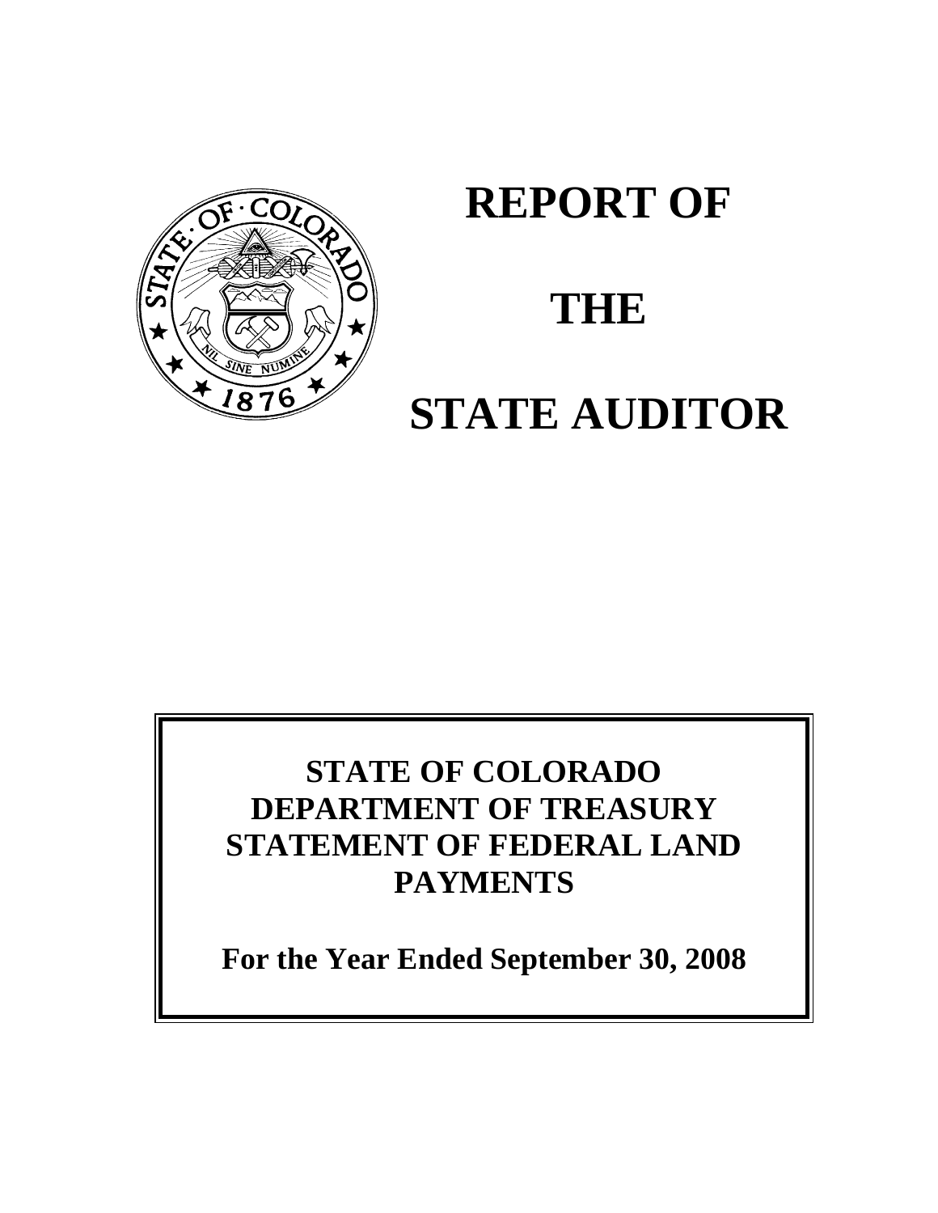# REPORT OF

# THE

# STATE AUDITOR

**STATE OF COLORADO**
**DEPARTMENT OF TREASURY**
**STATEMENT OF FEDERAL LAND PAYMENTS**

**For the Year Ended September 30, 2008**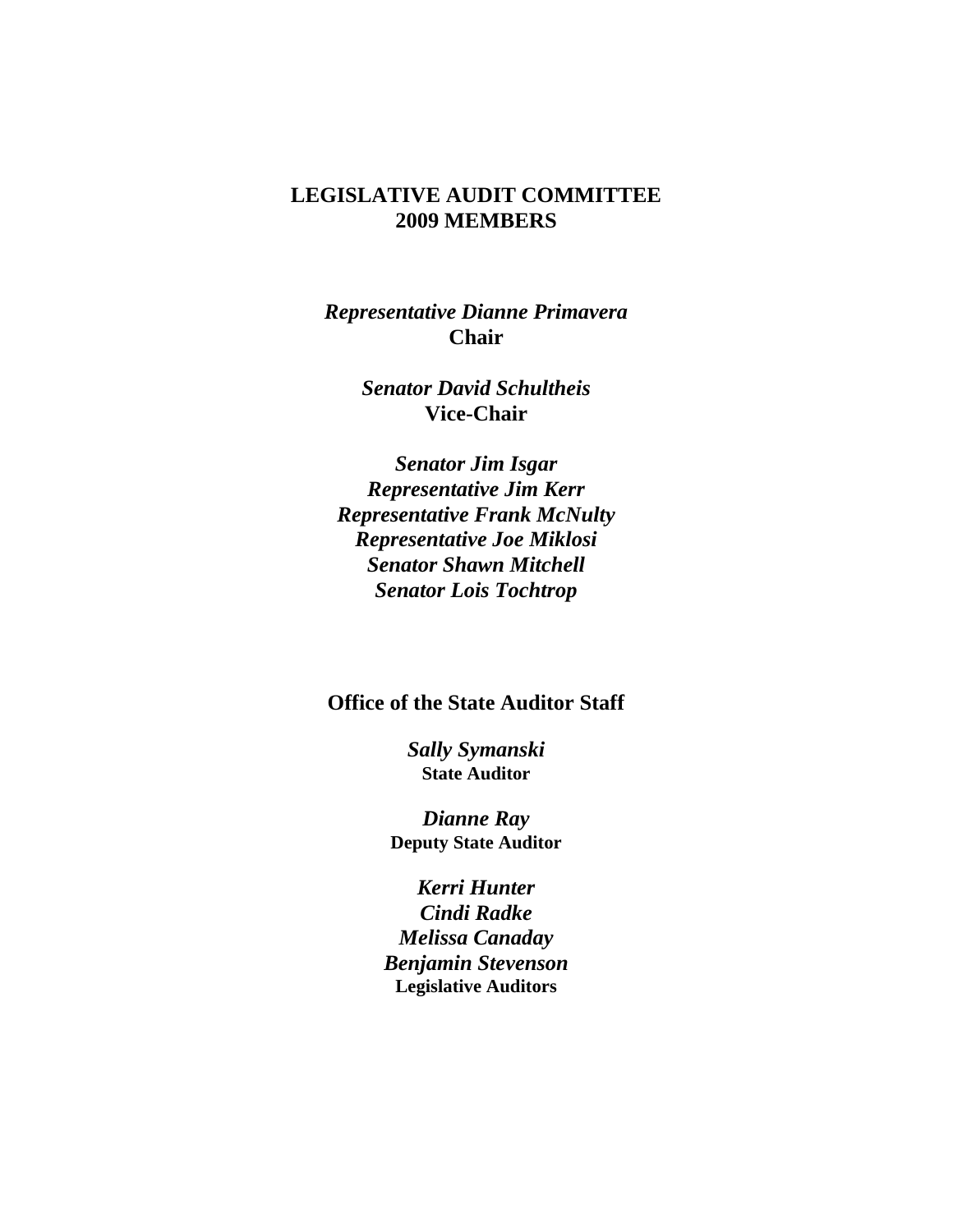# LEGISLATIVE AUDIT COMMITTEE
# 2009 MEMBERS

***Representative Dianne Primavera***
**Chair**

***Senator David Schultheis***
**Vice-Chair**

***Senator Jim Isgar***
***Representative Jim Kerr***
***Representative Frank McNulty***
***Representative Joe Miklosi***
***Senator Shawn Mitchell***
***Senator Lois Tochtrop***

## Office of the State Auditor Staff

***Sally Symanski***
**State Auditor**

***Dianne Ray***
**Deputy State Auditor**

***Kerri Hunter***
***Cindi Radke***
***Melissa Canaday***
***Benjamin Stevenson***
**Legislative Auditors**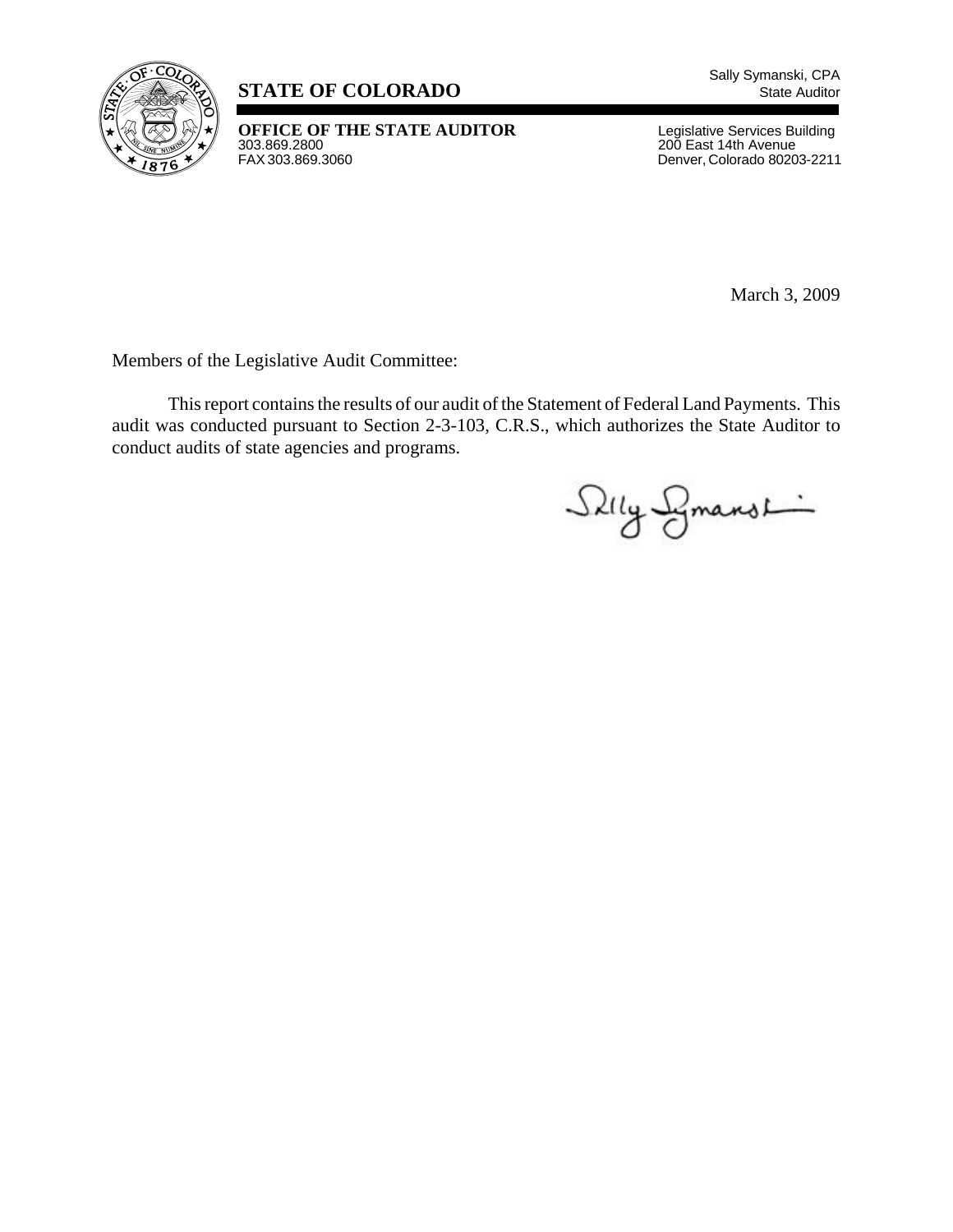Sally Symanski, CPA
State Auditor

**STATE OF COLORADO**

**OFFICE OF THE STATE AUDITOR**
303.869.2800
FAX 303.869.3060

Legislative Services Building
200 East 14th Avenue
Denver, Colorado 80203-2211

March 3, 2009

Members of the Legislative Audit Committee:

This report contains the results of our audit of the Statement of Federal Land Payments. This audit was conducted pursuant to Section 2-3-103, C.R.S., which authorizes the State Auditor to conduct audits of state agencies and programs.

Sally Symanski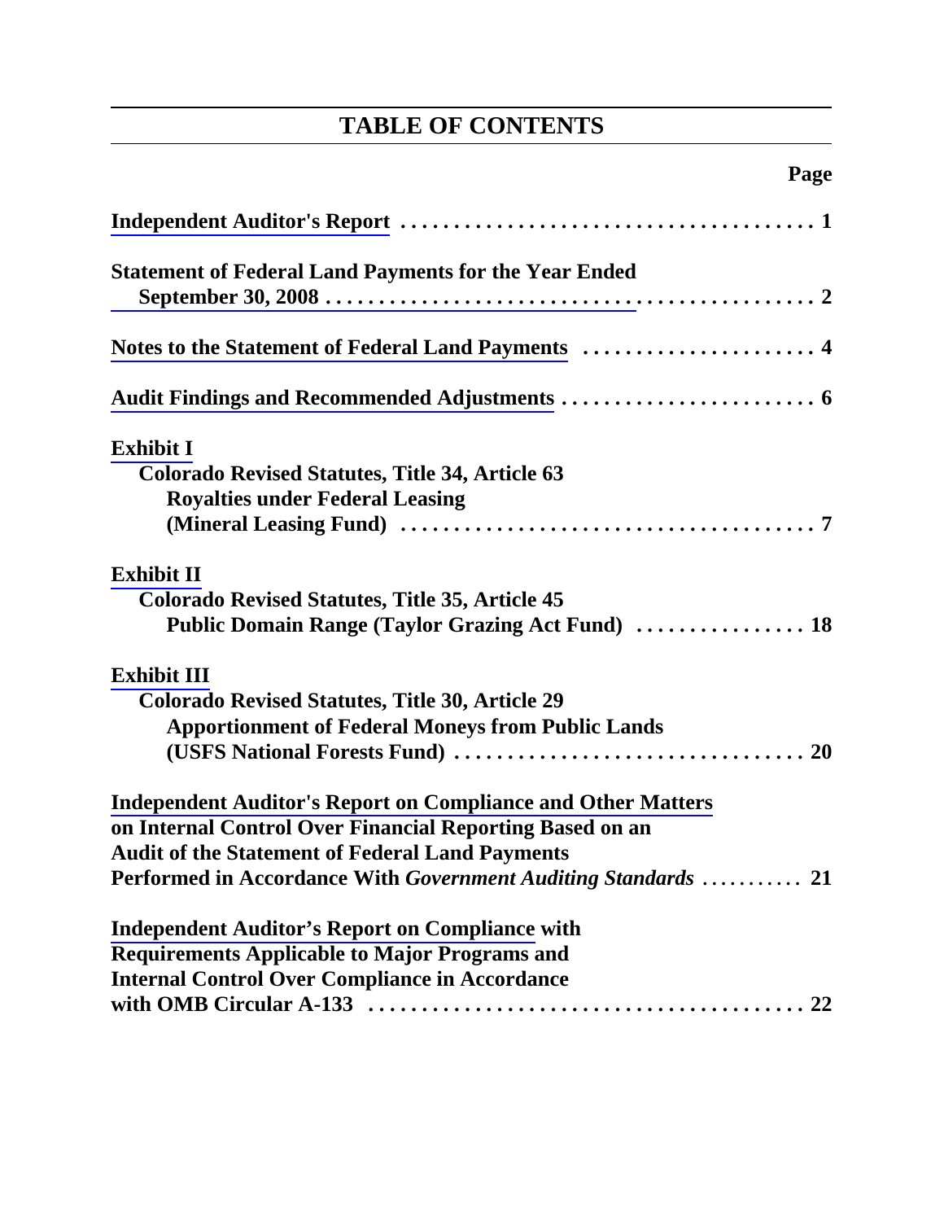# TABLE OF CONTENTS

| | Page |
|---|---|
| **Independent Auditor's Report** | **1** |
| **Statement of Federal Land Payments for the Year Ended September 30, 2008** | **2** |
| **Notes to the Statement of Federal Land Payments** | **4** |
| **Audit Findings and Recommended Adjustments** | **6** |
| **Exhibit I** — **Colorado Revised Statutes, Title 34, Article 63 Royalties under Federal Leasing (Mineral Leasing Fund)** | **7** |
| **Exhibit II** — **Colorado Revised Statutes, Title 35, Article 45 Public Domain Range (Taylor Grazing Act Fund)** | **18** |
| **Exhibit III** — **Colorado Revised Statutes, Title 30, Article 29 Apportionment of Federal Moneys from Public Lands (USFS National Forests Fund)** | **20** |
| **Independent Auditor's Report on Compliance and Other Matters on Internal Control Over Financial Reporting Based on an Audit of the Statement of Federal Land Payments Performed in Accordance With *Government Auditing Standards*** | **21** |
| **Independent Auditor's Report on Compliance with Requirements Applicable to Major Programs and Internal Control Over Compliance in Accordance with OMB Circular A-133** | **22** |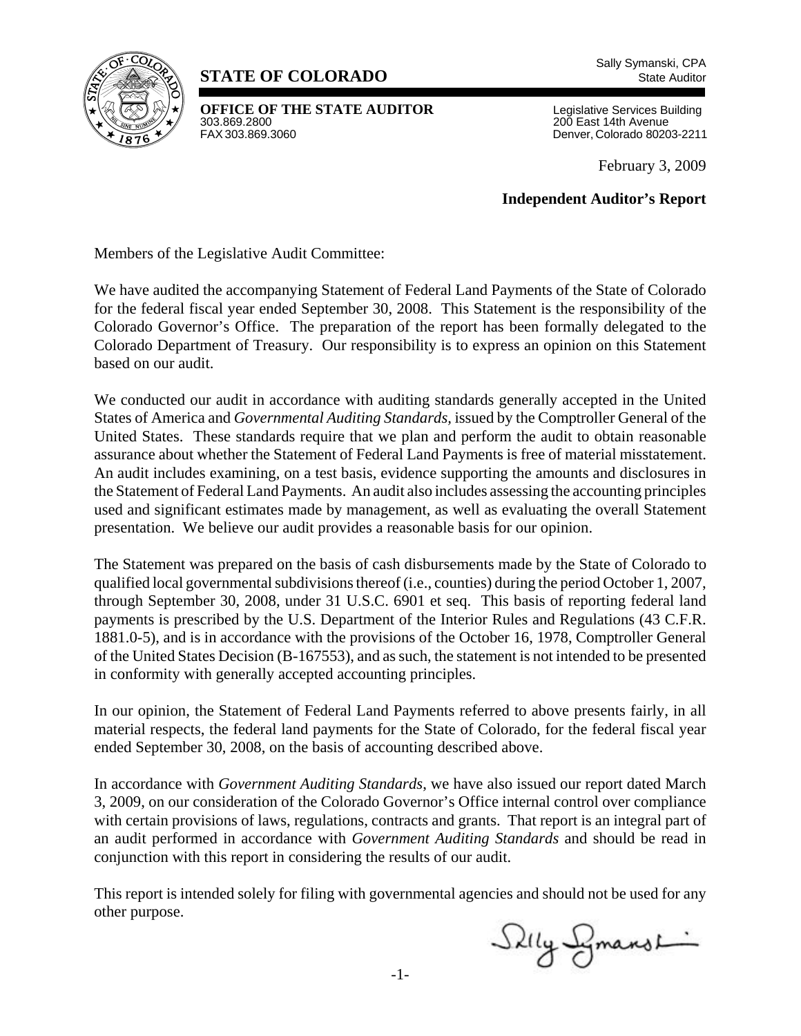**STATE OF COLORADO**

Sally Symanski, CPA
State Auditor

**OFFICE OF THE STATE AUDITOR**
303.869.2800
FAX 303.869.3060

Legislative Services Building
200 East 14th Avenue
Denver, Colorado 80203-2211

February 3, 2009

**Independent Auditor's Report**

Members of the Legislative Audit Committee:

We have audited the accompanying Statement of Federal Land Payments of the State of Colorado for the federal fiscal year ended September 30, 2008. This Statement is the responsibility of the Colorado Governor's Office. The preparation of the report has been formally delegated to the Colorado Department of Treasury. Our responsibility is to express an opinion on this Statement based on our audit.

We conducted our audit in accordance with auditing standards generally accepted in the United States of America and *Governmental Auditing Standards,* issued by the Comptroller General of the United States. These standards require that we plan and perform the audit to obtain reasonable assurance about whether the Statement of Federal Land Payments is free of material misstatement. An audit includes examining, on a test basis, evidence supporting the amounts and disclosures in the Statement of Federal Land Payments. An audit also includes assessing the accounting principles used and significant estimates made by management, as well as evaluating the overall Statement presentation. We believe our audit provides a reasonable basis for our opinion.

The Statement was prepared on the basis of cash disbursements made by the State of Colorado to qualified local governmental subdivisions thereof (i.e., counties) during the period October 1, 2007, through September 30, 2008, under 31 U.S.C. 6901 et seq. This basis of reporting federal land payments is prescribed by the U.S. Department of the Interior Rules and Regulations (43 C.F.R. 1881.0-5), and is in accordance with the provisions of the October 16, 1978, Comptroller General of the United States Decision (B-167553), and as such, the statement is not intended to be presented in conformity with generally accepted accounting principles.

In our opinion, the Statement of Federal Land Payments referred to above presents fairly, in all material respects, the federal land payments for the State of Colorado, for the federal fiscal year ended September 30, 2008, on the basis of accounting described above.

In accordance with *Government Auditing Standards*, we have also issued our report dated March 3, 2009, on our consideration of the Colorado Governor's Office internal control over compliance with certain provisions of laws, regulations, contracts and grants. That report is an integral part of an audit performed in accordance with *Government Auditing Standards* and should be read in conjunction with this report in considering the results of our audit.

This report is intended solely for filing with governmental agencies and should not be used for any other purpose.

Sally Symanski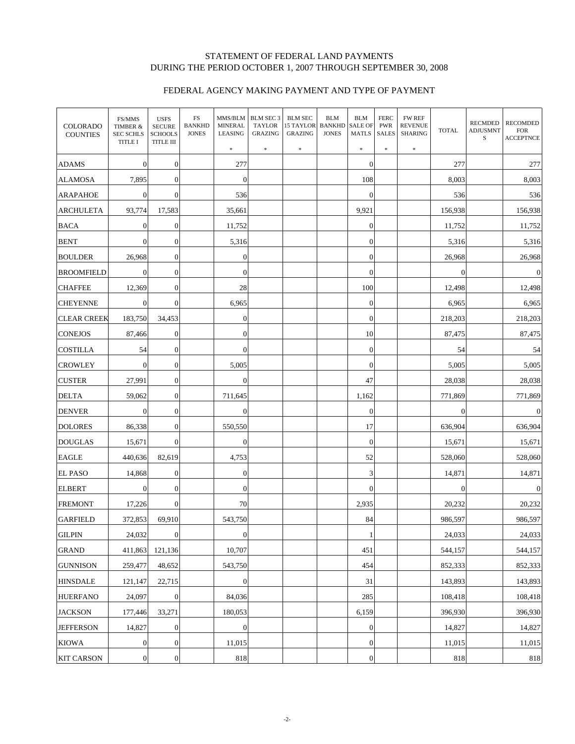STATEMENT OF FEDERAL LAND PAYMENTS
DURING THE PERIOD OCTOBER 1, 2007 THROUGH SEPTEMBER 30, 2008

FEDERAL AGENCY MAKING PAYMENT AND TYPE OF PAYMENT

| COLORADO COUNTIES | FS/MMS TIMBER & SEC SCHLS TITLE I | USFS SECURE SCHOOLS TITLE III | FS BANKHD JONES | MMS/BLM MINERAL LEASING * | BLM SEC 3 TAYLOR GRAZING * | BLM SEC 15 TAYLOR GRAZING * | BLM BANKHD JONES | BLM SALE OF MATLS * | FERC PWR SALES * | FW REF REVENUE SHARING * | TOTAL | RECMDED ADJUSMNTS | RECOMDED FOR ACCEPTNCE |
|---|---|---|---|---|---|---|---|---|---|---|---|---|---|
| ADAMS | 0 | 0 | | 277 | | | | 0 | | | 277 | | 277 |
| ALAMOSA | 7,895 | 0 | | 0 | | | | 108 | | | 8,003 | | 8,003 |
| ARAPAHOE | 0 | 0 | | 536 | | | | 0 | | | 536 | | 536 |
| ARCHULETA | 93,774 | 17,583 | | 35,661 | | | | 9,921 | | | 156,938 | | 156,938 |
| BACA | 0 | 0 | | 11,752 | | | | 0 | | | 11,752 | | 11,752 |
| BENT | 0 | 0 | | 5,316 | | | | 0 | | | 5,316 | | 5,316 |
| BOULDER | 26,968 | 0 | | 0 | | | | 0 | | | 26,968 | | 26,968 |
| BROOMFIELD | 0 | 0 | | 0 | | | | 0 | | | 0 | | 0 |
| CHAFFEE | 12,369 | 0 | | 28 | | | | 100 | | | 12,498 | | 12,498 |
| CHEYENNE | 0 | 0 | | 6,965 | | | | 0 | | | 6,965 | | 6,965 |
| CLEAR CREEK | 183,750 | 34,453 | | 0 | | | | 0 | | | 218,203 | | 218,203 |
| CONEJOS | 87,466 | 0 | | 0 | | | | 10 | | | 87,475 | | 87,475 |
| COSTILLA | 54 | 0 | | 0 | | | | 0 | | | 54 | | 54 |
| CROWLEY | 0 | 0 | | 5,005 | | | | 0 | | | 5,005 | | 5,005 |
| CUSTER | 27,991 | 0 | | 0 | | | | 47 | | | 28,038 | | 28,038 |
| DELTA | 59,062 | 0 | | 711,645 | | | | 1,162 | | | 771,869 | | 771,869 |
| DENVER | 0 | 0 | | 0 | | | | 0 | | | 0 | | 0 |
| DOLORES | 86,338 | 0 | | 550,550 | | | | 17 | | | 636,904 | | 636,904 |
| DOUGLAS | 15,671 | 0 | | 0 | | | | 0 | | | 15,671 | | 15,671 |
| EAGLE | 440,636 | 82,619 | | 4,753 | | | | 52 | | | 528,060 | | 528,060 |
| EL PASO | 14,868 | 0 | | 0 | | | | 3 | | | 14,871 | | 14,871 |
| ELBERT | 0 | 0 | | 0 | | | | 0 | | | 0 | | 0 |
| FREMONT | 17,226 | 0 | | 70 | | | | 2,935 | | | 20,232 | | 20,232 |
| GARFIELD | 372,853 | 69,910 | | 543,750 | | | | 84 | | | 986,597 | | 986,597 |
| GILPIN | 24,032 | 0 | | 0 | | | | 1 | | | 24,033 | | 24,033 |
| GRAND | 411,863 | 121,136 | | 10,707 | | | | 451 | | | 544,157 | | 544,157 |
| GUNNISON | 259,477 | 48,652 | | 543,750 | | | | 454 | | | 852,333 | | 852,333 |
| HINSDALE | 121,147 | 22,715 | | 0 | | | | 31 | | | 143,893 | | 143,893 |
| HUERFANO | 24,097 | 0 | | 84,036 | | | | 285 | | | 108,418 | | 108,418 |
| JACKSON | 177,446 | 33,271 | | 180,053 | | | | 6,159 | | | 396,930 | | 396,930 |
| JEFFERSON | 14,827 | 0 | | 0 | | | | 0 | | | 14,827 | | 14,827 |
| KIOWA | 0 | 0 | | 11,015 | | | | 0 | | | 11,015 | | 11,015 |
| KIT CARSON | 0 | 0 | | 818 | | | | 0 | | | 818 | | 818 |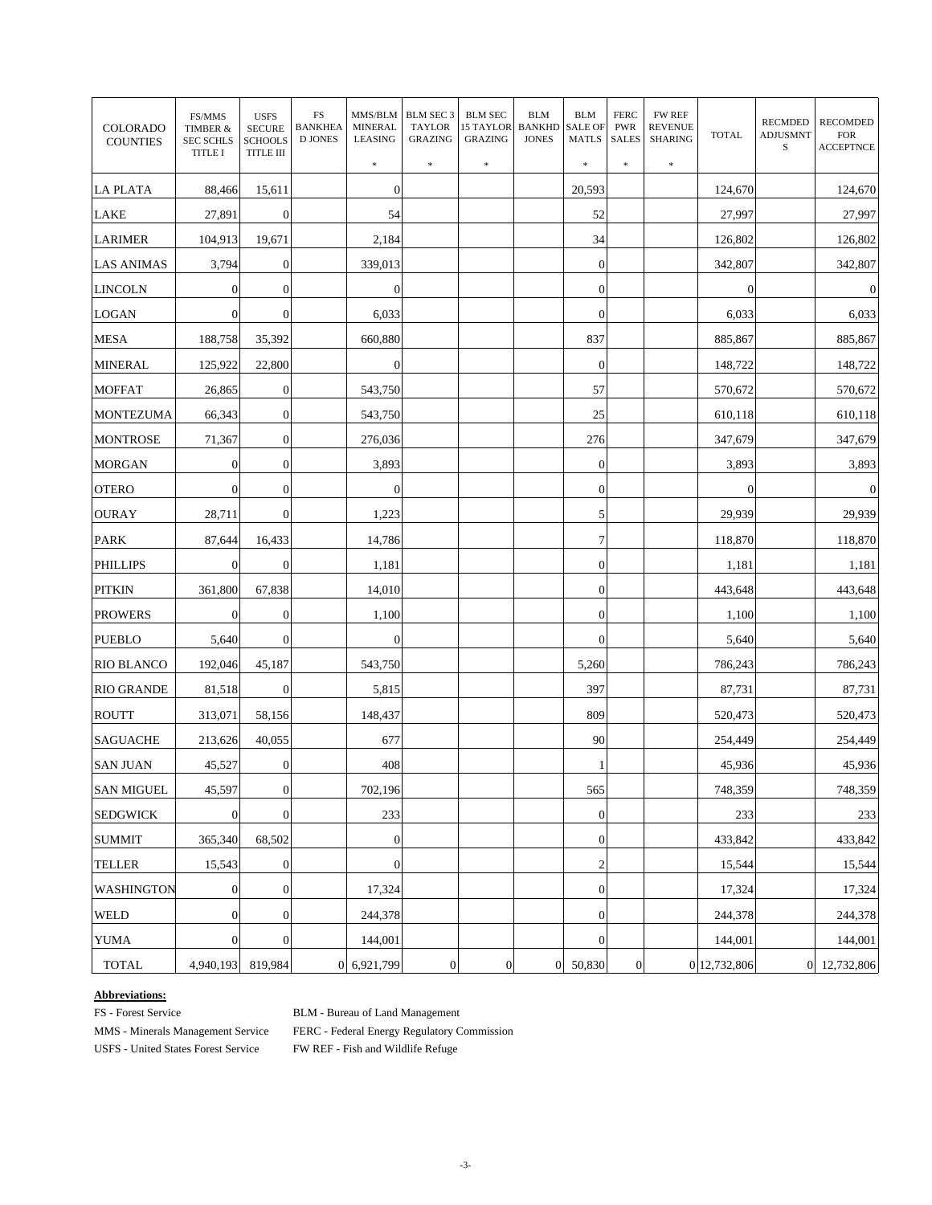| COLORADO COUNTIES | FS/MMS TIMBER & SEC SCHLS TITLE I | USFS SECURE SCHOOLS TITLE III | FS BANKHEAD JONES | MMS/BLM MINERAL LEASING * | BLM SEC 3 TAYLOR GRAZING * | BLM SEC 15 TAYLOR GRAZING * | BLM BANKHD JONES | BLM SALE OF MATLS * | FERC PWR SALES * | FW REF REVENUE SHARING * | TOTAL | RECMDED ADJUSMNTS | RECOMDED FOR ACCEPTNCE |
|---|---|---|---|---|---|---|---|---|---|---|---|---|---|
| LA PLATA | 88,466 | 15,611 | | 0 | | | | 20,593 | | | 124,670 | | 124,670 |
| LAKE | 27,891 | 0 | | 54 | | | | 52 | | | 27,997 | | 27,997 |
| LARIMER | 104,913 | 19,671 | | 2,184 | | | | 34 | | | 126,802 | | 126,802 |
| LAS ANIMAS | 3,794 | 0 | | 339,013 | | | | 0 | | | 342,807 | | 342,807 |
| LINCOLN | 0 | 0 | | 0 | | | | 0 | | | 0 | | 0 |
| LOGAN | 0 | 0 | | 6,033 | | | | 0 | | | 6,033 | | 6,033 |
| MESA | 188,758 | 35,392 | | 660,880 | | | | 837 | | | 885,867 | | 885,867 |
| MINERAL | 125,922 | 22,800 | | 0 | | | | 0 | | | 148,722 | | 148,722 |
| MOFFAT | 26,865 | 0 | | 543,750 | | | | 57 | | | 570,672 | | 570,672 |
| MONTEZUMA | 66,343 | 0 | | 543,750 | | | | 25 | | | 610,118 | | 610,118 |
| MONTROSE | 71,367 | 0 | | 276,036 | | | | 276 | | | 347,679 | | 347,679 |
| MORGAN | 0 | 0 | | 3,893 | | | | 0 | | | 3,893 | | 3,893 |
| OTERO | 0 | 0 | | 0 | | | | 0 | | | 0 | | 0 |
| OURAY | 28,711 | 0 | | 1,223 | | | | 5 | | | 29,939 | | 29,939 |
| PARK | 87,644 | 16,433 | | 14,786 | | | | 7 | | | 118,870 | | 118,870 |
| PHILLIPS | 0 | 0 | | 1,181 | | | | 0 | | | 1,181 | | 1,181 |
| PITKIN | 361,800 | 67,838 | | 14,010 | | | | 0 | | | 443,648 | | 443,648 |
| PROWERS | 0 | 0 | | 1,100 | | | | 0 | | | 1,100 | | 1,100 |
| PUEBLO | 5,640 | 0 | | 0 | | | | 0 | | | 5,640 | | 5,640 |
| RIO BLANCO | 192,046 | 45,187 | | 543,750 | | | | 5,260 | | | 786,243 | | 786,243 |
| RIO GRANDE | 81,518 | 0 | | 5,815 | | | | 397 | | | 87,731 | | 87,731 |
| ROUTT | 313,071 | 58,156 | | 148,437 | | | | 809 | | | 520,473 | | 520,473 |
| SAGUACHE | 213,626 | 40,055 | | 677 | | | | 90 | | | 254,449 | | 254,449 |
| SAN JUAN | 45,527 | 0 | | 408 | | | | 1 | | | 45,936 | | 45,936 |
| SAN MIGUEL | 45,597 | 0 | | 702,196 | | | | 565 | | | 748,359 | | 748,359 |
| SEDGWICK | 0 | 0 | | 233 | | | | 0 | | | 233 | | 233 |
| SUMMIT | 365,340 | 68,502 | | 0 | | | | 0 | | | 433,842 | | 433,842 |
| TELLER | 15,543 | 0 | | 0 | | | | 2 | | | 15,544 | | 15,544 |
| WASHINGTON | 0 | 0 | | 17,324 | | | | 0 | | | 17,324 | | 17,324 |
| WELD | 0 | 0 | | 244,378 | | | | 0 | | | 244,378 | | 244,378 |
| YUMA | 0 | 0 | | 144,001 | | | | 0 | | | 144,001 | | 144,001 |
| TOTAL | 4,940,193 | 819,984 | 0 | 6,921,799 | 0 | 0 | 0 | 50,830 | 0 | 0 | 12,732,806 | 0 | 12,732,806 |

**Abbreviations:**

FS - Forest Service  
MMS - Minerals Management Service  
USFS - United States Forest Service  
BLM - Bureau of Land Management  
FERC - Federal Energy Regulatory Commission  
FW REF - Fish and Wildlife Refuge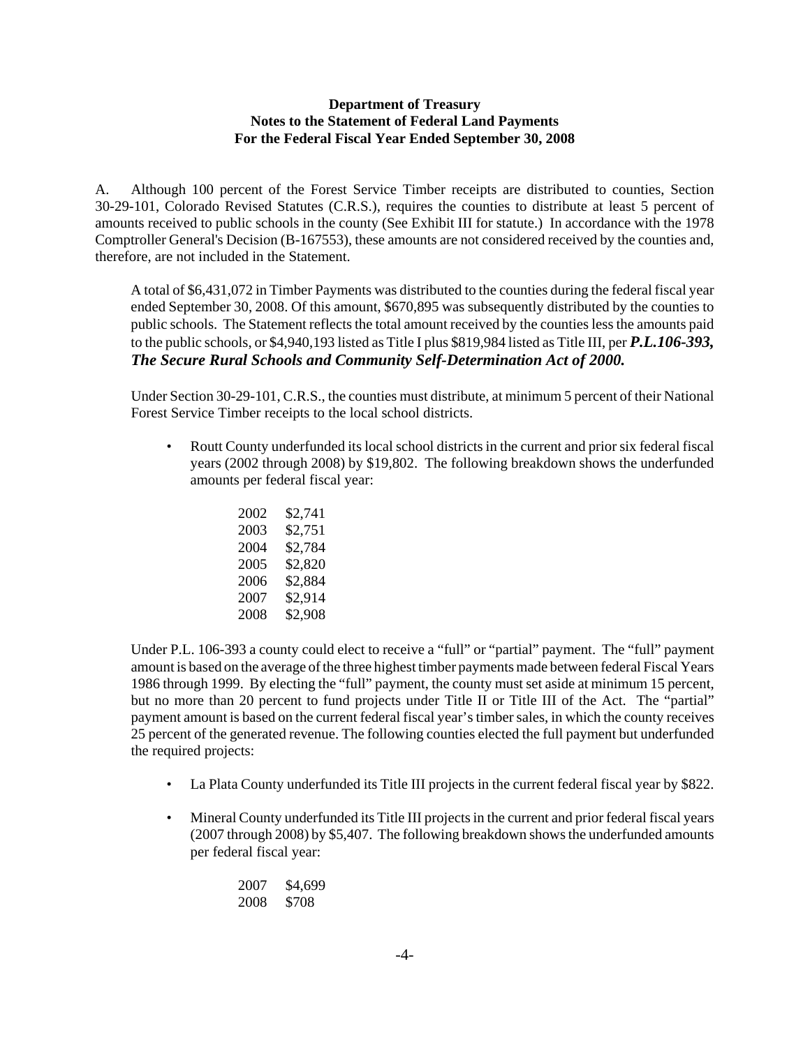**Department of Treasury**
**Notes to the Statement of Federal Land Payments**
**For the Federal Fiscal Year Ended September 30, 2008**

A. Although 100 percent of the Forest Service Timber receipts are distributed to counties, Section 30-29-101, Colorado Revised Statutes (C.R.S.), requires the counties to distribute at least 5 percent of amounts received to public schools in the county (See Exhibit III for statute.) In accordance with the 1978 Comptroller General's Decision (B-167553), these amounts are not considered received by the counties and, therefore, are not included in the Statement.

A total of $6,431,072 in Timber Payments was distributed to the counties during the federal fiscal year ended September 30, 2008. Of this amount, $670,895 was subsequently distributed by the counties to public schools. The Statement reflects the total amount received by the counties less the amounts paid to the public schools, or $4,940,193 listed as Title I plus $819,984 listed as Title III, per ***P.L.106-393, The Secure Rural Schools and Community Self-Determination Act of 2000.***

Under Section 30-29-101, C.R.S., the counties must distribute, at minimum 5 percent of their National Forest Service Timber receipts to the local school districts.

- Routt County underfunded its local school districts in the current and prior six federal fiscal years (2002 through 2008) by $19,802. The following breakdown shows the underfunded amounts per federal fiscal year:

| | |
|---|---|
| 2002 | $2,741 |
| 2003 | $2,751 |
| 2004 | $2,784 |
| 2005 | $2,820 |
| 2006 | $2,884 |
| 2007 | $2,914 |
| 2008 | $2,908 |

Under P.L. 106-393 a county could elect to receive a "full" or "partial" payment. The "full" payment amount is based on the average of the three highest timber payments made between federal Fiscal Years 1986 through 1999. By electing the "full" payment, the county must set aside at minimum 15 percent, but no more than 20 percent to fund projects under Title II or Title III of the Act. The "partial" payment amount is based on the current federal fiscal year's timber sales, in which the county receives 25 percent of the generated revenue. The following counties elected the full payment but underfunded the required projects:

- La Plata County underfunded its Title III projects in the current federal fiscal year by $822.

- Mineral County underfunded its Title III projects in the current and prior federal fiscal years (2007 through 2008) by $5,407. The following breakdown shows the underfunded amounts per federal fiscal year:

| | |
|---|---|
| 2007 | $4,699 |
| 2008 | $708 |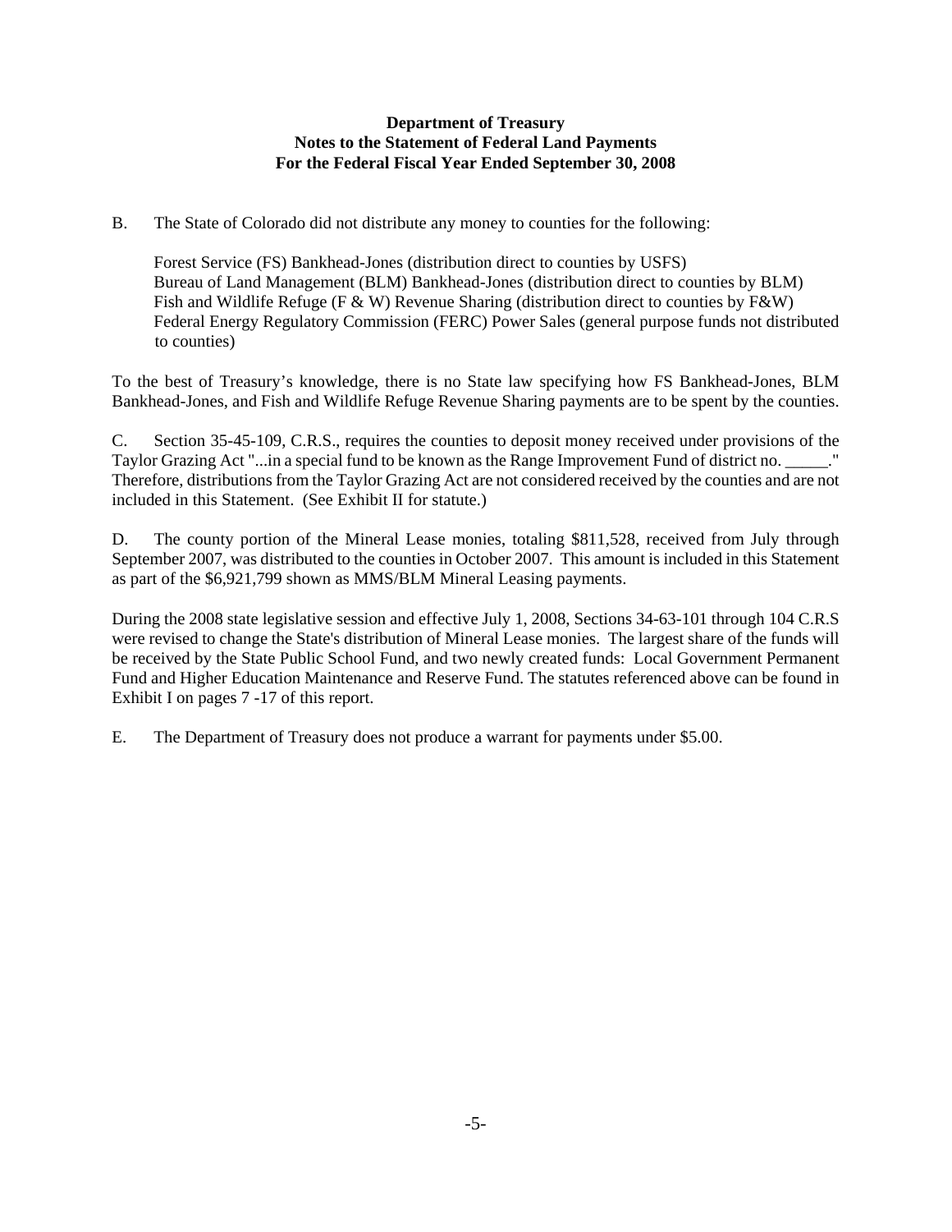**Department of Treasury**
**Notes to the Statement of Federal Land Payments**
**For the Federal Fiscal Year Ended September 30, 2008**

B. The State of Colorado did not distribute any money to counties for the following:

Forest Service (FS) Bankhead-Jones (distribution direct to counties by USFS)
Bureau of Land Management (BLM) Bankhead-Jones (distribution direct to counties by BLM)
Fish and Wildlife Refuge (F & W) Revenue Sharing (distribution direct to counties by F&W)
Federal Energy Regulatory Commission (FERC) Power Sales (general purpose funds not distributed to counties)

To the best of Treasury's knowledge, there is no State law specifying how FS Bankhead-Jones, BLM Bankhead-Jones, and Fish and Wildlife Refuge Revenue Sharing payments are to be spent by the counties.

C. Section 35-45-109, C.R.S., requires the counties to deposit money received under provisions of the Taylor Grazing Act "...in a special fund to be known as the Range Improvement Fund of district no. _____." Therefore, distributions from the Taylor Grazing Act are not considered received by the counties and are not included in this Statement. (See Exhibit II for statute.)

D. The county portion of the Mineral Lease monies, totaling $811,528, received from July through September 2007, was distributed to the counties in October 2007. This amount is included in this Statement as part of the $6,921,799 shown as MMS/BLM Mineral Leasing payments.

During the 2008 state legislative session and effective July 1, 2008, Sections 34-63-101 through 104 C.R.S were revised to change the State's distribution of Mineral Lease monies. The largest share of the funds will be received by the State Public School Fund, and two newly created funds: Local Government Permanent Fund and Higher Education Maintenance and Reserve Fund. The statutes referenced above can be found in Exhibit I on pages 7 -17 of this report.

E. The Department of Treasury does not produce a warrant for payments under $5.00.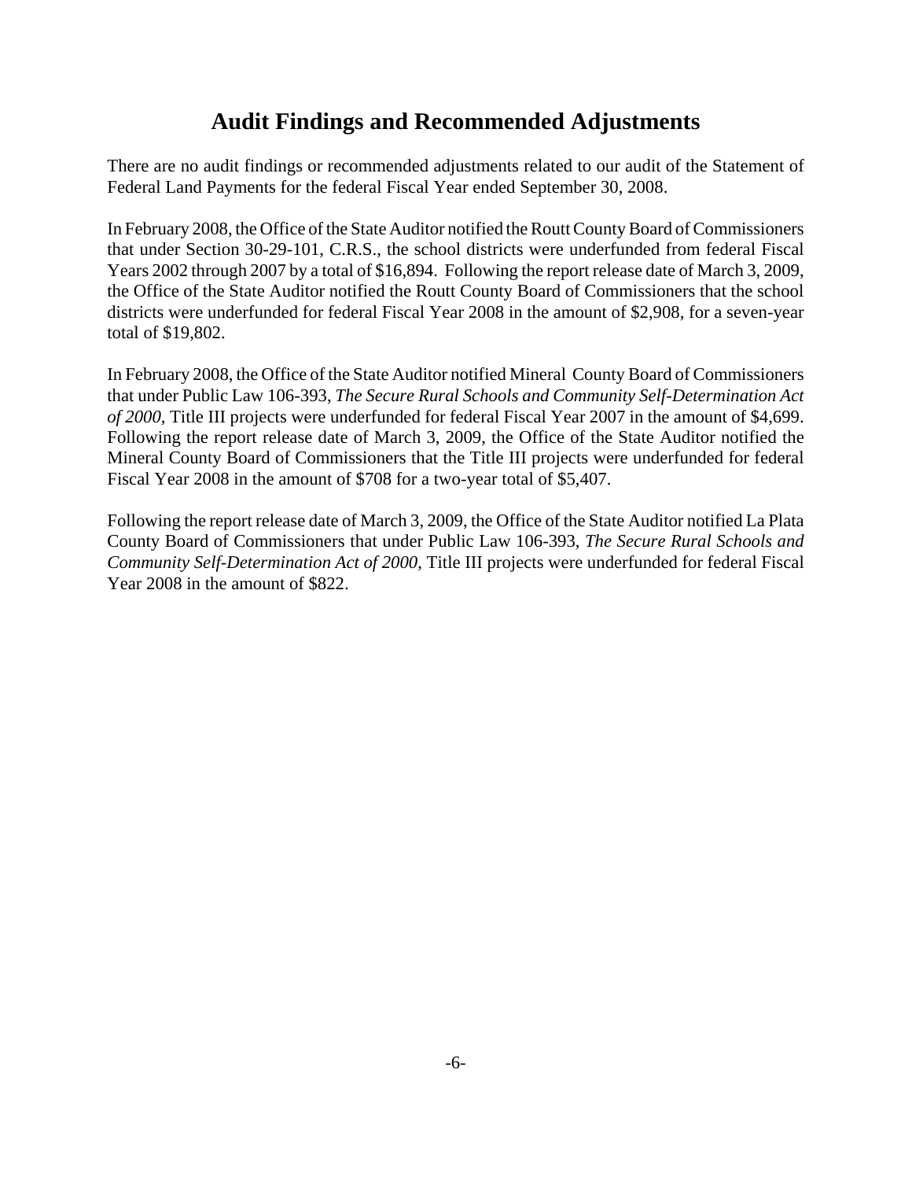# Audit Findings and Recommended Adjustments

There are no audit findings or recommended adjustments related to our audit of the Statement of Federal Land Payments for the federal Fiscal Year ended September 30, 2008.

In February 2008, the Office of the State Auditor notified the Routt County Board of Commissioners that under Section 30-29-101, C.R.S., the school districts were underfunded from federal Fiscal Years 2002 through 2007 by a total of $16,894. Following the report release date of March 3, 2009, the Office of the State Auditor notified the Routt County Board of Commissioners that the school districts were underfunded for federal Fiscal Year 2008 in the amount of $2,908, for a seven-year total of $19,802.

In February 2008, the Office of the State Auditor notified Mineral County Board of Commissioners that under Public Law 106-393, *The Secure Rural Schools and Community Self-Determination Act of 2000*, Title III projects were underfunded for federal Fiscal Year 2007 in the amount of $4,699. Following the report release date of March 3, 2009, the Office of the State Auditor notified the Mineral County Board of Commissioners that the Title III projects were underfunded for federal Fiscal Year 2008 in the amount of $708 for a two-year total of $5,407.

Following the report release date of March 3, 2009, the Office of the State Auditor notified La Plata County Board of Commissioners that under Public Law 106-393, *The Secure Rural Schools and Community Self-Determination Act of 2000*, Title III projects were underfunded for federal Fiscal Year 2008 in the amount of $822.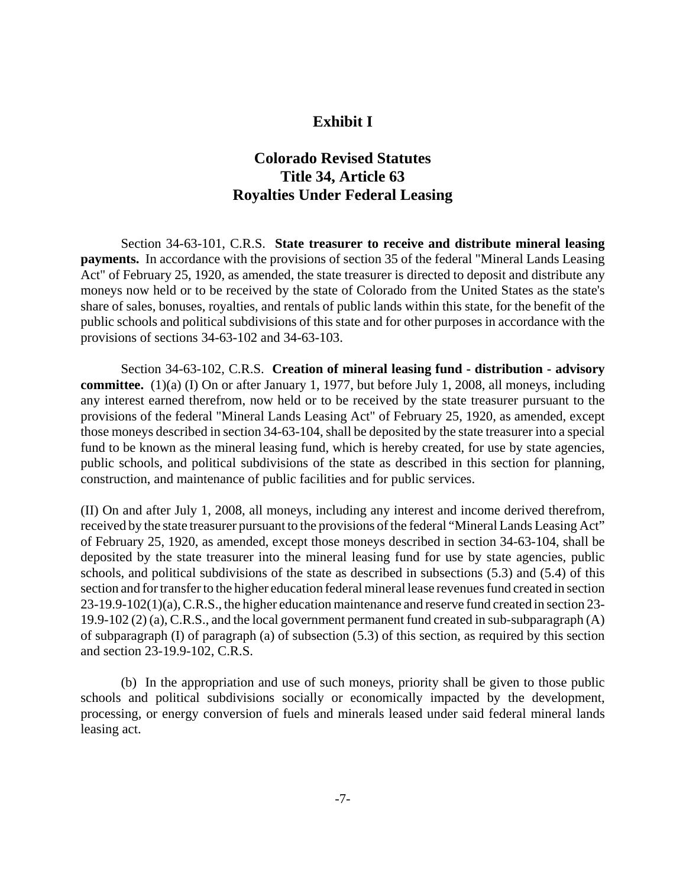# Exhibit I

## Colorado Revised Statutes
## Title 34, Article 63
## Royalties Under Federal Leasing

Section 34-63-101, C.R.S. **State treasurer to receive and distribute mineral leasing payments.** In accordance with the provisions of section 35 of the federal "Mineral Lands Leasing Act" of February 25, 1920, as amended, the state treasurer is directed to deposit and distribute any moneys now held or to be received by the state of Colorado from the United States as the state's share of sales, bonuses, royalties, and rentals of public lands within this state, for the benefit of the public schools and political subdivisions of this state and for other purposes in accordance with the provisions of sections 34-63-102 and 34-63-103.

Section 34-63-102, C.R.S. **Creation of mineral leasing fund - distribution - advisory committee.** (1)(a) (I) On or after January 1, 1977, but before July 1, 2008, all moneys, including any interest earned therefrom, now held or to be received by the state treasurer pursuant to the provisions of the federal "Mineral Lands Leasing Act" of February 25, 1920, as amended, except those moneys described in section 34-63-104, shall be deposited by the state treasurer into a special fund to be known as the mineral leasing fund, which is hereby created, for use by state agencies, public schools, and political subdivisions of the state as described in this section for planning, construction, and maintenance of public facilities and for public services.

(II) On and after July 1, 2008, all moneys, including any interest and income derived therefrom, received by the state treasurer pursuant to the provisions of the federal "Mineral Lands Leasing Act" of February 25, 1920, as amended, except those moneys described in section 34-63-104, shall be deposited by the state treasurer into the mineral leasing fund for use by state agencies, public schools, and political subdivisions of the state as described in subsections (5.3) and (5.4) of this section and for transfer to the higher education federal mineral lease revenues fund created in section 23-19.9-102(1)(a), C.R.S., the higher education maintenance and reserve fund created in section 23-19.9-102 (2) (a), C.R.S., and the local government permanent fund created in sub-subparagraph (A) of subparagraph (I) of paragraph (a) of subsection (5.3) of this section, as required by this section and section 23-19.9-102, C.R.S.

(b) In the appropriation and use of such moneys, priority shall be given to those public schools and political subdivisions socially or economically impacted by the development, processing, or energy conversion of fuels and minerals leased under said federal mineral lands leasing act.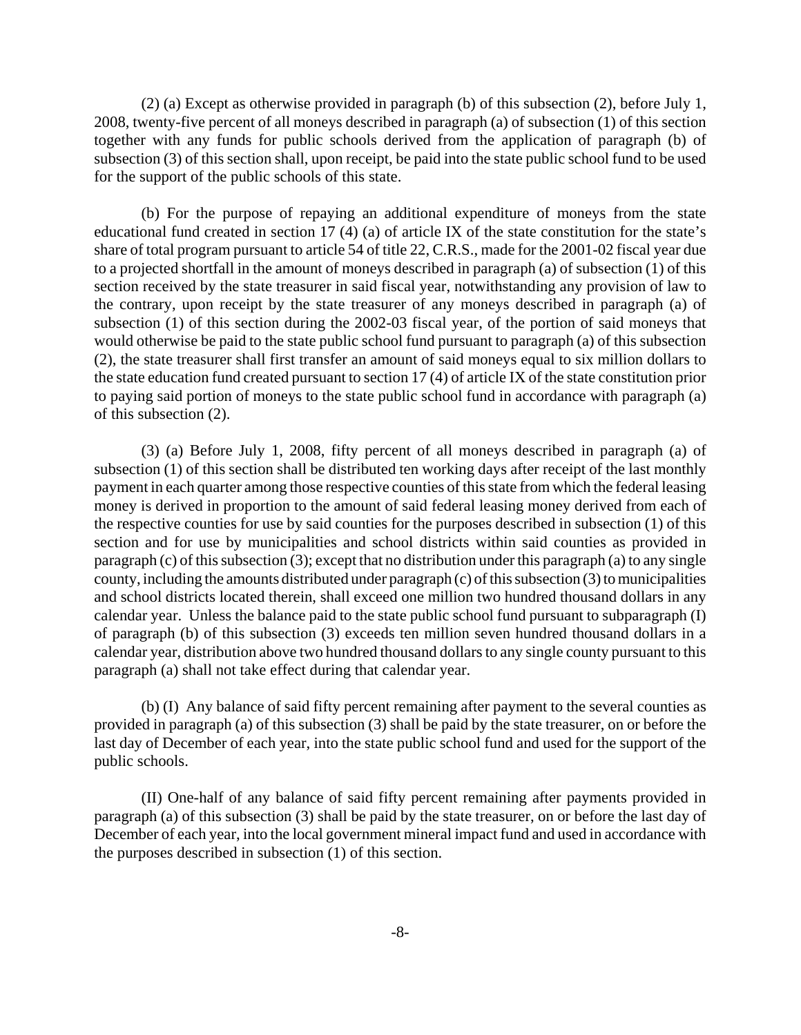(2) (a) Except as otherwise provided in paragraph (b) of this subsection (2), before July 1, 2008, twenty-five percent of all moneys described in paragraph (a) of subsection (1) of this section together with any funds for public schools derived from the application of paragraph (b) of subsection (3) of this section shall, upon receipt, be paid into the state public school fund to be used for the support of the public schools of this state.

(b) For the purpose of repaying an additional expenditure of moneys from the state educational fund created in section 17 (4) (a) of article IX of the state constitution for the state's share of total program pursuant to article 54 of title 22, C.R.S., made for the 2001-02 fiscal year due to a projected shortfall in the amount of moneys described in paragraph (a) of subsection (1) of this section received by the state treasurer in said fiscal year, notwithstanding any provision of law to the contrary, upon receipt by the state treasurer of any moneys described in paragraph (a) of subsection (1) of this section during the 2002-03 fiscal year, of the portion of said moneys that would otherwise be paid to the state public school fund pursuant to paragraph (a) of this subsection (2), the state treasurer shall first transfer an amount of said moneys equal to six million dollars to the state education fund created pursuant to section 17 (4) of article IX of the state constitution prior to paying said portion of moneys to the state public school fund in accordance with paragraph (a) of this subsection (2).

(3) (a) Before July 1, 2008, fifty percent of all moneys described in paragraph (a) of subsection (1) of this section shall be distributed ten working days after receipt of the last monthly payment in each quarter among those respective counties of this state from which the federal leasing money is derived in proportion to the amount of said federal leasing money derived from each of the respective counties for use by said counties for the purposes described in subsection (1) of this section and for use by municipalities and school districts within said counties as provided in paragraph (c) of this subsection (3); except that no distribution under this paragraph (a) to any single county, including the amounts distributed under paragraph (c) of this subsection (3) to municipalities and school districts located therein, shall exceed one million two hundred thousand dollars in any calendar year. Unless the balance paid to the state public school fund pursuant to subparagraph (I) of paragraph (b) of this subsection (3) exceeds ten million seven hundred thousand dollars in a calendar year, distribution above two hundred thousand dollars to any single county pursuant to this paragraph (a) shall not take effect during that calendar year.

(b) (I) Any balance of said fifty percent remaining after payment to the several counties as provided in paragraph (a) of this subsection (3) shall be paid by the state treasurer, on or before the last day of December of each year, into the state public school fund and used for the support of the public schools.

(II) One-half of any balance of said fifty percent remaining after payments provided in paragraph (a) of this subsection (3) shall be paid by the state treasurer, on or before the last day of December of each year, into the local government mineral impact fund and used in accordance with the purposes described in subsection (1) of this section.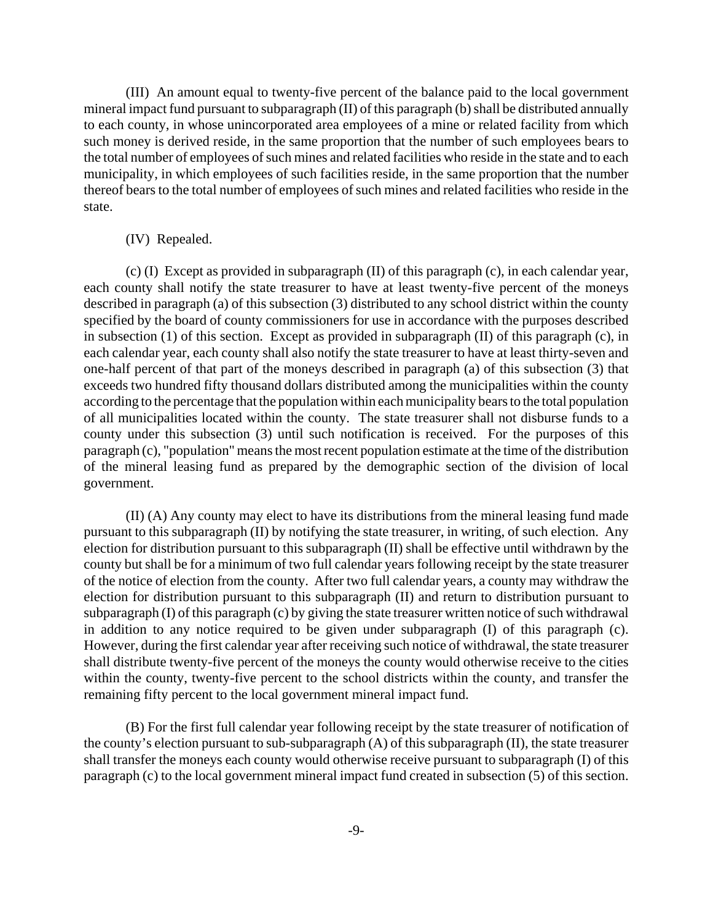(III) An amount equal to twenty-five percent of the balance paid to the local government mineral impact fund pursuant to subparagraph (II) of this paragraph (b) shall be distributed annually to each county, in whose unincorporated area employees of a mine or related facility from which such money is derived reside, in the same proportion that the number of such employees bears to the total number of employees of such mines and related facilities who reside in the state and to each municipality, in which employees of such facilities reside, in the same proportion that the number thereof bears to the total number of employees of such mines and related facilities who reside in the state.

(IV) Repealed.

(c) (I) Except as provided in subparagraph (II) of this paragraph (c), in each calendar year, each county shall notify the state treasurer to have at least twenty-five percent of the moneys described in paragraph (a) of this subsection (3) distributed to any school district within the county specified by the board of county commissioners for use in accordance with the purposes described in subsection (1) of this section. Except as provided in subparagraph (II) of this paragraph (c), in each calendar year, each county shall also notify the state treasurer to have at least thirty-seven and one-half percent of that part of the moneys described in paragraph (a) of this subsection (3) that exceeds two hundred fifty thousand dollars distributed among the municipalities within the county according to the percentage that the population within each municipality bears to the total population of all municipalities located within the county. The state treasurer shall not disburse funds to a county under this subsection (3) until such notification is received. For the purposes of this paragraph (c), "population" means the most recent population estimate at the time of the distribution of the mineral leasing fund as prepared by the demographic section of the division of local government.

(II) (A) Any county may elect to have its distributions from the mineral leasing fund made pursuant to this subparagraph (II) by notifying the state treasurer, in writing, of such election. Any election for distribution pursuant to this subparagraph (II) shall be effective until withdrawn by the county but shall be for a minimum of two full calendar years following receipt by the state treasurer of the notice of election from the county. After two full calendar years, a county may withdraw the election for distribution pursuant to this subparagraph (II) and return to distribution pursuant to subparagraph (I) of this paragraph (c) by giving the state treasurer written notice of such withdrawal in addition to any notice required to be given under subparagraph (I) of this paragraph (c). However, during the first calendar year after receiving such notice of withdrawal, the state treasurer shall distribute twenty-five percent of the moneys the county would otherwise receive to the cities within the county, twenty-five percent to the school districts within the county, and transfer the remaining fifty percent to the local government mineral impact fund.

(B) For the first full calendar year following receipt by the state treasurer of notification of the county's election pursuant to sub-subparagraph (A) of this subparagraph (II), the state treasurer shall transfer the moneys each county would otherwise receive pursuant to subparagraph (I) of this paragraph (c) to the local government mineral impact fund created in subsection (5) of this section.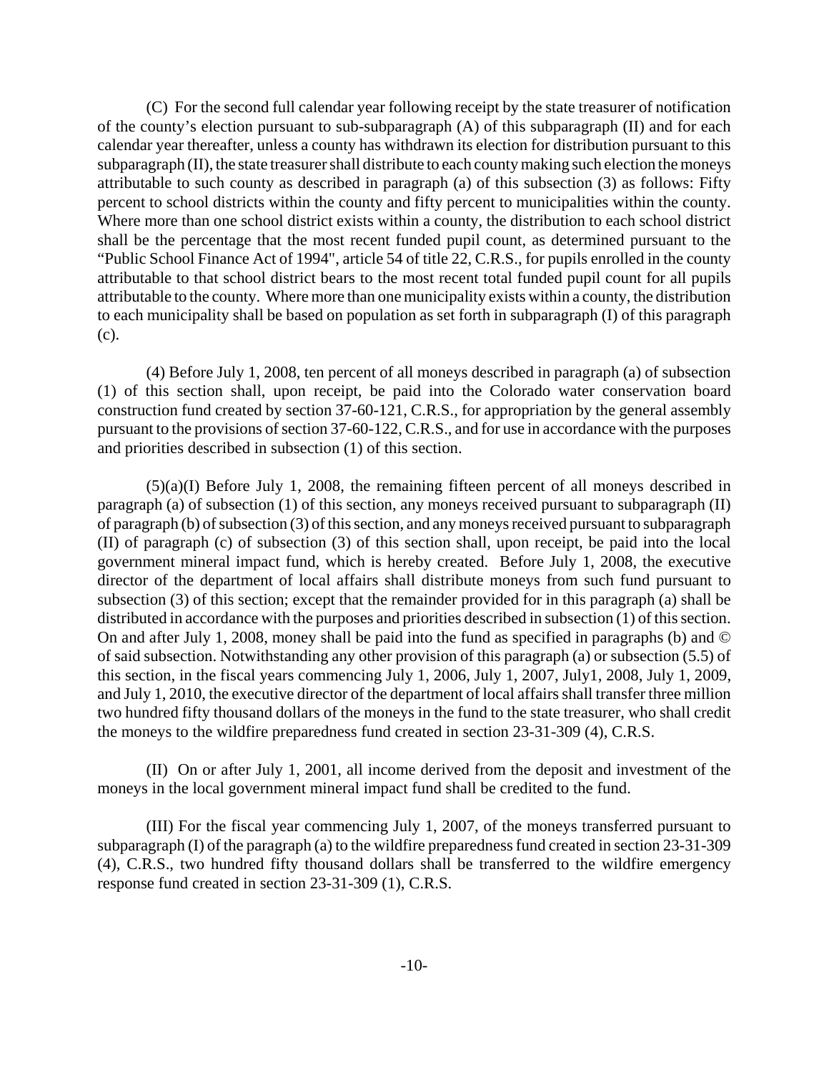(C) For the second full calendar year following receipt by the state treasurer of notification of the county's election pursuant to sub-subparagraph (A) of this subparagraph (II) and for each calendar year thereafter, unless a county has withdrawn its election for distribution pursuant to this subparagraph (II), the state treasurer shall distribute to each county making such election the moneys attributable to such county as described in paragraph (a) of this subsection (3) as follows: Fifty percent to school districts within the county and fifty percent to municipalities within the county. Where more than one school district exists within a county, the distribution to each school district shall be the percentage that the most recent funded pupil count, as determined pursuant to the "Public School Finance Act of 1994", article 54 of title 22, C.R.S., for pupils enrolled in the county attributable to that school district bears to the most recent total funded pupil count for all pupils attributable to the county. Where more than one municipality exists within a county, the distribution to each municipality shall be based on population as set forth in subparagraph (I) of this paragraph (c).

(4) Before July 1, 2008, ten percent of all moneys described in paragraph (a) of subsection (1) of this section shall, upon receipt, be paid into the Colorado water conservation board construction fund created by section 37-60-121, C.R.S., for appropriation by the general assembly pursuant to the provisions of section 37-60-122, C.R.S., and for use in accordance with the purposes and priorities described in subsection (1) of this section.

(5)(a)(I) Before July 1, 2008, the remaining fifteen percent of all moneys described in paragraph (a) of subsection (1) of this section, any moneys received pursuant to subparagraph (II) of paragraph (b) of subsection (3) of this section, and any moneys received pursuant to subparagraph (II) of paragraph (c) of subsection (3) of this section shall, upon receipt, be paid into the local government mineral impact fund, which is hereby created. Before July 1, 2008, the executive director of the department of local affairs shall distribute moneys from such fund pursuant to subsection (3) of this section; except that the remainder provided for in this paragraph (a) shall be distributed in accordance with the purposes and priorities described in subsection (1) of this section. On and after July 1, 2008, money shall be paid into the fund as specified in paragraphs (b) and © of said subsection. Notwithstanding any other provision of this paragraph (a) or subsection (5.5) of this section, in the fiscal years commencing July 1, 2006, July 1, 2007, July1, 2008, July 1, 2009, and July 1, 2010, the executive director of the department of local affairs shall transfer three million two hundred fifty thousand dollars of the moneys in the fund to the state treasurer, who shall credit the moneys to the wildfire preparedness fund created in section 23-31-309 (4), C.R.S.

(II) On or after July 1, 2001, all income derived from the deposit and investment of the moneys in the local government mineral impact fund shall be credited to the fund.

(III) For the fiscal year commencing July 1, 2007, of the moneys transferred pursuant to subparagraph (I) of the paragraph (a) to the wildfire preparedness fund created in section 23-31-309 (4), C.R.S., two hundred fifty thousand dollars shall be transferred to the wildfire emergency response fund created in section 23-31-309 (1), C.R.S.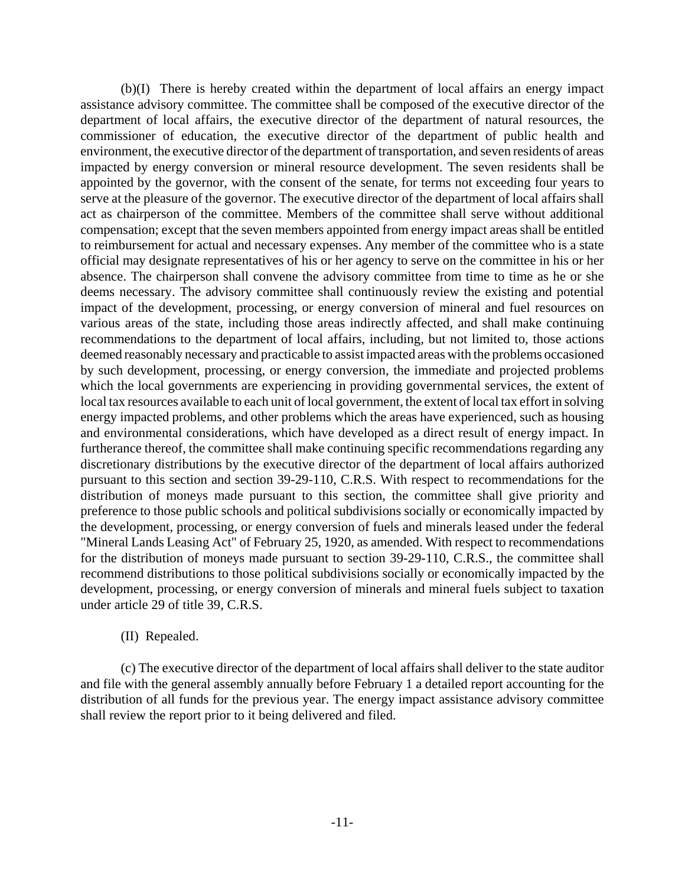(b)(I) There is hereby created within the department of local affairs an energy impact assistance advisory committee. The committee shall be composed of the executive director of the department of local affairs, the executive director of the department of natural resources, the commissioner of education, the executive director of the department of public health and environment, the executive director of the department of transportation, and seven residents of areas impacted by energy conversion or mineral resource development. The seven residents shall be appointed by the governor, with the consent of the senate, for terms not exceeding four years to serve at the pleasure of the governor. The executive director of the department of local affairs shall act as chairperson of the committee. Members of the committee shall serve without additional compensation; except that the seven members appointed from energy impact areas shall be entitled to reimbursement for actual and necessary expenses. Any member of the committee who is a state official may designate representatives of his or her agency to serve on the committee in his or her absence. The chairperson shall convene the advisory committee from time to time as he or she deems necessary. The advisory committee shall continuously review the existing and potential impact of the development, processing, or energy conversion of mineral and fuel resources on various areas of the state, including those areas indirectly affected, and shall make continuing recommendations to the department of local affairs, including, but not limited to, those actions deemed reasonably necessary and practicable to assist impacted areas with the problems occasioned by such development, processing, or energy conversion, the immediate and projected problems which the local governments are experiencing in providing governmental services, the extent of local tax resources available to each unit of local government, the extent of local tax effort in solving energy impacted problems, and other problems which the areas have experienced, such as housing and environmental considerations, which have developed as a direct result of energy impact. In furtherance thereof, the committee shall make continuing specific recommendations regarding any discretionary distributions by the executive director of the department of local affairs authorized pursuant to this section and section 39-29-110, C.R.S. With respect to recommendations for the distribution of moneys made pursuant to this section, the committee shall give priority and preference to those public schools and political subdivisions socially or economically impacted by the development, processing, or energy conversion of fuels and minerals leased under the federal "Mineral Lands Leasing Act" of February 25, 1920, as amended. With respect to recommendations for the distribution of moneys made pursuant to section 39-29-110, C.R.S., the committee shall recommend distributions to those political subdivisions socially or economically impacted by the development, processing, or energy conversion of minerals and mineral fuels subject to taxation under article 29 of title 39, C.R.S.

(II) Repealed.

(c) The executive director of the department of local affairs shall deliver to the state auditor and file with the general assembly annually before February 1 a detailed report accounting for the distribution of all funds for the previous year. The energy impact assistance advisory committee shall review the report prior to it being delivered and filed.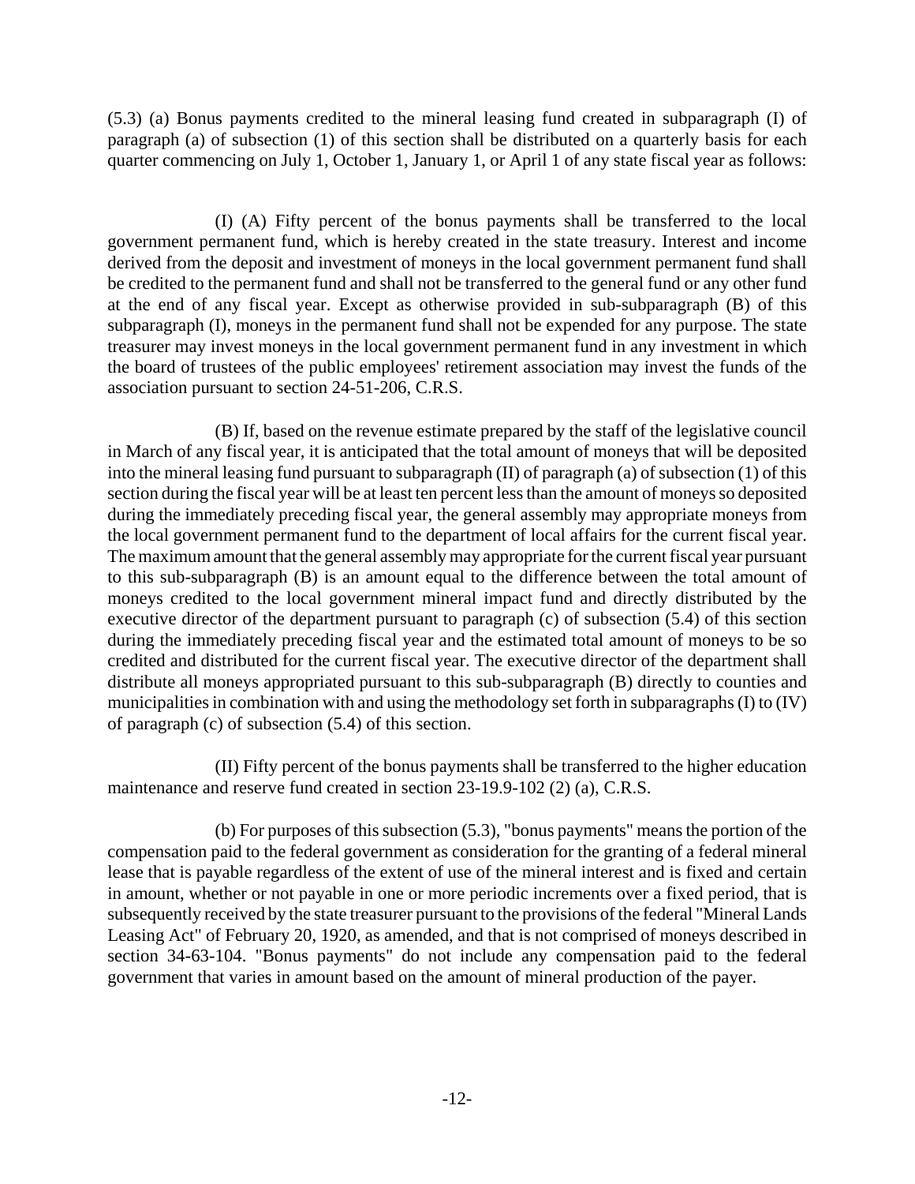(5.3) (a) Bonus payments credited to the mineral leasing fund created in subparagraph (I) of paragraph (a) of subsection (1) of this section shall be distributed on a quarterly basis for each quarter commencing on July 1, October 1, January 1, or April 1 of any state fiscal year as follows:

(I) (A) Fifty percent of the bonus payments shall be transferred to the local government permanent fund, which is hereby created in the state treasury. Interest and income derived from the deposit and investment of moneys in the local government permanent fund shall be credited to the permanent fund and shall not be transferred to the general fund or any other fund at the end of any fiscal year. Except as otherwise provided in sub-subparagraph (B) of this subparagraph (I), moneys in the permanent fund shall not be expended for any purpose. The state treasurer may invest moneys in the local government permanent fund in any investment in which the board of trustees of the public employees' retirement association may invest the funds of the association pursuant to section 24-51-206, C.R.S.

(B) If, based on the revenue estimate prepared by the staff of the legislative council in March of any fiscal year, it is anticipated that the total amount of moneys that will be deposited into the mineral leasing fund pursuant to subparagraph (II) of paragraph (a) of subsection (1) of this section during the fiscal year will be at least ten percent less than the amount of moneys so deposited during the immediately preceding fiscal year, the general assembly may appropriate moneys from the local government permanent fund to the department of local affairs for the current fiscal year. The maximum amount that the general assembly may appropriate for the current fiscal year pursuant to this sub-subparagraph (B) is an amount equal to the difference between the total amount of moneys credited to the local government mineral impact fund and directly distributed by the executive director of the department pursuant to paragraph (c) of subsection (5.4) of this section during the immediately preceding fiscal year and the estimated total amount of moneys to be so credited and distributed for the current fiscal year. The executive director of the department shall distribute all moneys appropriated pursuant to this sub-subparagraph (B) directly to counties and municipalities in combination with and using the methodology set forth in subparagraphs (I) to (IV) of paragraph (c) of subsection (5.4) of this section.

(II) Fifty percent of the bonus payments shall be transferred to the higher education maintenance and reserve fund created in section 23-19.9-102 (2) (a), C.R.S.

(b) For purposes of this subsection (5.3), "bonus payments" means the portion of the compensation paid to the federal government as consideration for the granting of a federal mineral lease that is payable regardless of the extent of use of the mineral interest and is fixed and certain in amount, whether or not payable in one or more periodic increments over a fixed period, that is subsequently received by the state treasurer pursuant to the provisions of the federal "Mineral Lands Leasing Act" of February 20, 1920, as amended, and that is not comprised of moneys described in section 34-63-104. "Bonus payments" do not include any compensation paid to the federal government that varies in amount based on the amount of mineral production of the payer.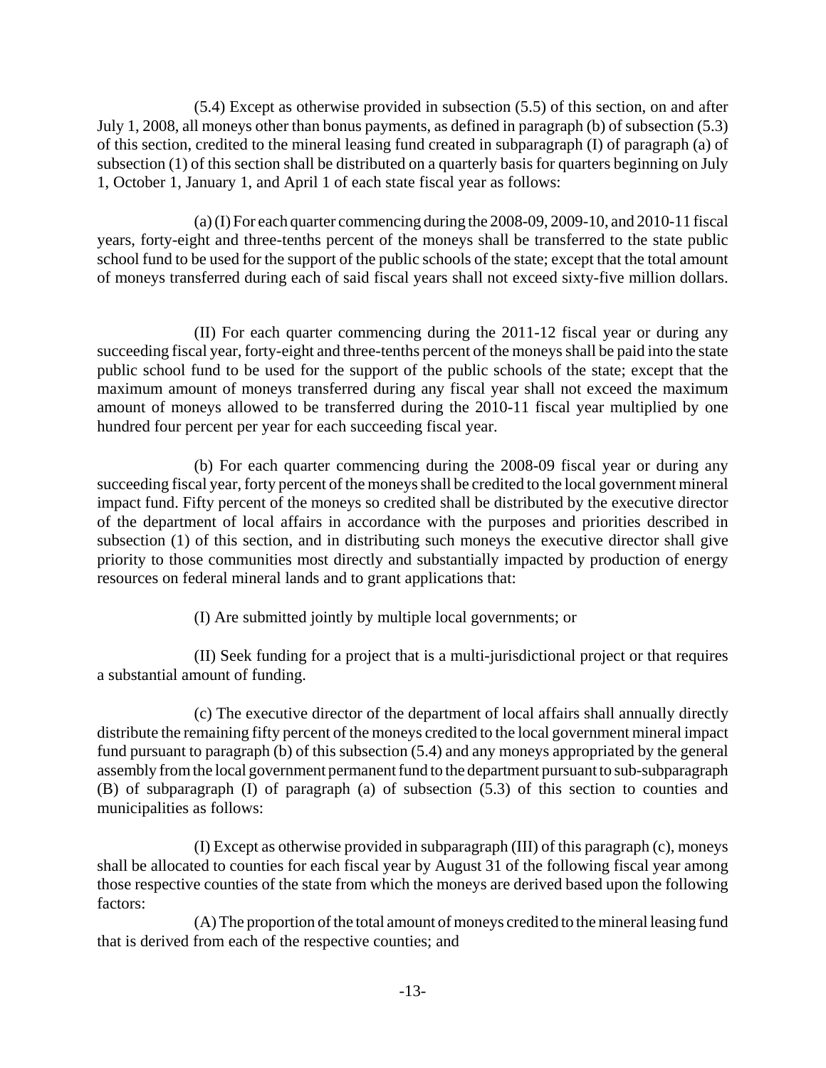(5.4) Except as otherwise provided in subsection (5.5) of this section, on and after July 1, 2008, all moneys other than bonus payments, as defined in paragraph (b) of subsection (5.3) of this section, credited to the mineral leasing fund created in subparagraph (I) of paragraph (a) of subsection (1) of this section shall be distributed on a quarterly basis for quarters beginning on July 1, October 1, January 1, and April 1 of each state fiscal year as follows:

(a) (I) For each quarter commencing during the 2008-09, 2009-10, and 2010-11 fiscal years, forty-eight and three-tenths percent of the moneys shall be transferred to the state public school fund to be used for the support of the public schools of the state; except that the total amount of moneys transferred during each of said fiscal years shall not exceed sixty-five million dollars.

(II) For each quarter commencing during the 2011-12 fiscal year or during any succeeding fiscal year, forty-eight and three-tenths percent of the moneys shall be paid into the state public school fund to be used for the support of the public schools of the state; except that the maximum amount of moneys transferred during any fiscal year shall not exceed the maximum amount of moneys allowed to be transferred during the 2010-11 fiscal year multiplied by one hundred four percent per year for each succeeding fiscal year.

(b) For each quarter commencing during the 2008-09 fiscal year or during any succeeding fiscal year, forty percent of the moneys shall be credited to the local government mineral impact fund. Fifty percent of the moneys so credited shall be distributed by the executive director of the department of local affairs in accordance with the purposes and priorities described in subsection (1) of this section, and in distributing such moneys the executive director shall give priority to those communities most directly and substantially impacted by production of energy resources on federal mineral lands and to grant applications that:

(I) Are submitted jointly by multiple local governments; or

(II) Seek funding for a project that is a multi-jurisdictional project or that requires a substantial amount of funding.

(c) The executive director of the department of local affairs shall annually directly distribute the remaining fifty percent of the moneys credited to the local government mineral impact fund pursuant to paragraph (b) of this subsection (5.4) and any moneys appropriated by the general assembly from the local government permanent fund to the department pursuant to sub-subparagraph (B) of subparagraph (I) of paragraph (a) of subsection (5.3) of this section to counties and municipalities as follows:

(I) Except as otherwise provided in subparagraph (III) of this paragraph (c), moneys shall be allocated to counties for each fiscal year by August 31 of the following fiscal year among those respective counties of the state from which the moneys are derived based upon the following factors:

(A) The proportion of the total amount of moneys credited to the mineral leasing fund that is derived from each of the respective counties; and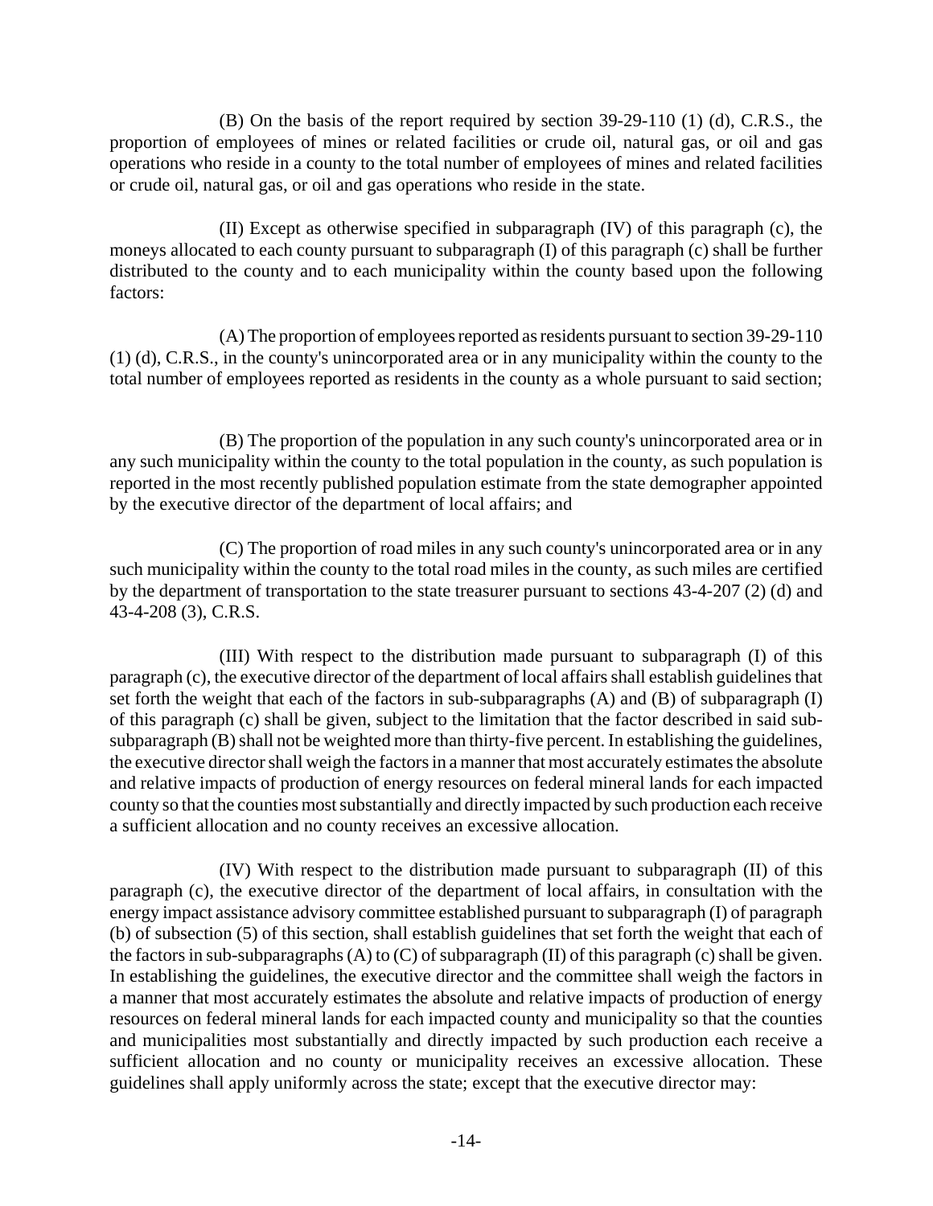(B) On the basis of the report required by section 39-29-110 (1) (d), C.R.S., the proportion of employees of mines or related facilities or crude oil, natural gas, or oil and gas operations who reside in a county to the total number of employees of mines and related facilities or crude oil, natural gas, or oil and gas operations who reside in the state.

(II) Except as otherwise specified in subparagraph (IV) of this paragraph (c), the moneys allocated to each county pursuant to subparagraph (I) of this paragraph (c) shall be further distributed to the county and to each municipality within the county based upon the following factors:

(A) The proportion of employees reported as residents pursuant to section 39-29-110 (1) (d), C.R.S., in the county's unincorporated area or in any municipality within the county to the total number of employees reported as residents in the county as a whole pursuant to said section;

(B) The proportion of the population in any such county's unincorporated area or in any such municipality within the county to the total population in the county, as such population is reported in the most recently published population estimate from the state demographer appointed by the executive director of the department of local affairs; and

(C) The proportion of road miles in any such county's unincorporated area or in any such municipality within the county to the total road miles in the county, as such miles are certified by the department of transportation to the state treasurer pursuant to sections 43-4-207 (2) (d) and 43-4-208 (3), C.R.S.

(III) With respect to the distribution made pursuant to subparagraph (I) of this paragraph (c), the executive director of the department of local affairs shall establish guidelines that set forth the weight that each of the factors in sub-subparagraphs (A) and (B) of subparagraph (I) of this paragraph (c) shall be given, subject to the limitation that the factor described in said sub-subparagraph (B) shall not be weighted more than thirty-five percent. In establishing the guidelines, the executive director shall weigh the factors in a manner that most accurately estimates the absolute and relative impacts of production of energy resources on federal mineral lands for each impacted county so that the counties most substantially and directly impacted by such production each receive a sufficient allocation and no county receives an excessive allocation.

(IV) With respect to the distribution made pursuant to subparagraph (II) of this paragraph (c), the executive director of the department of local affairs, in consultation with the energy impact assistance advisory committee established pursuant to subparagraph (I) of paragraph (b) of subsection (5) of this section, shall establish guidelines that set forth the weight that each of the factors in sub-subparagraphs (A) to (C) of subparagraph (II) of this paragraph (c) shall be given. In establishing the guidelines, the executive director and the committee shall weigh the factors in a manner that most accurately estimates the absolute and relative impacts of production of energy resources on federal mineral lands for each impacted county and municipality so that the counties and municipalities most substantially and directly impacted by such production each receive a sufficient allocation and no county or municipality receives an excessive allocation. These guidelines shall apply uniformly across the state; except that the executive director may: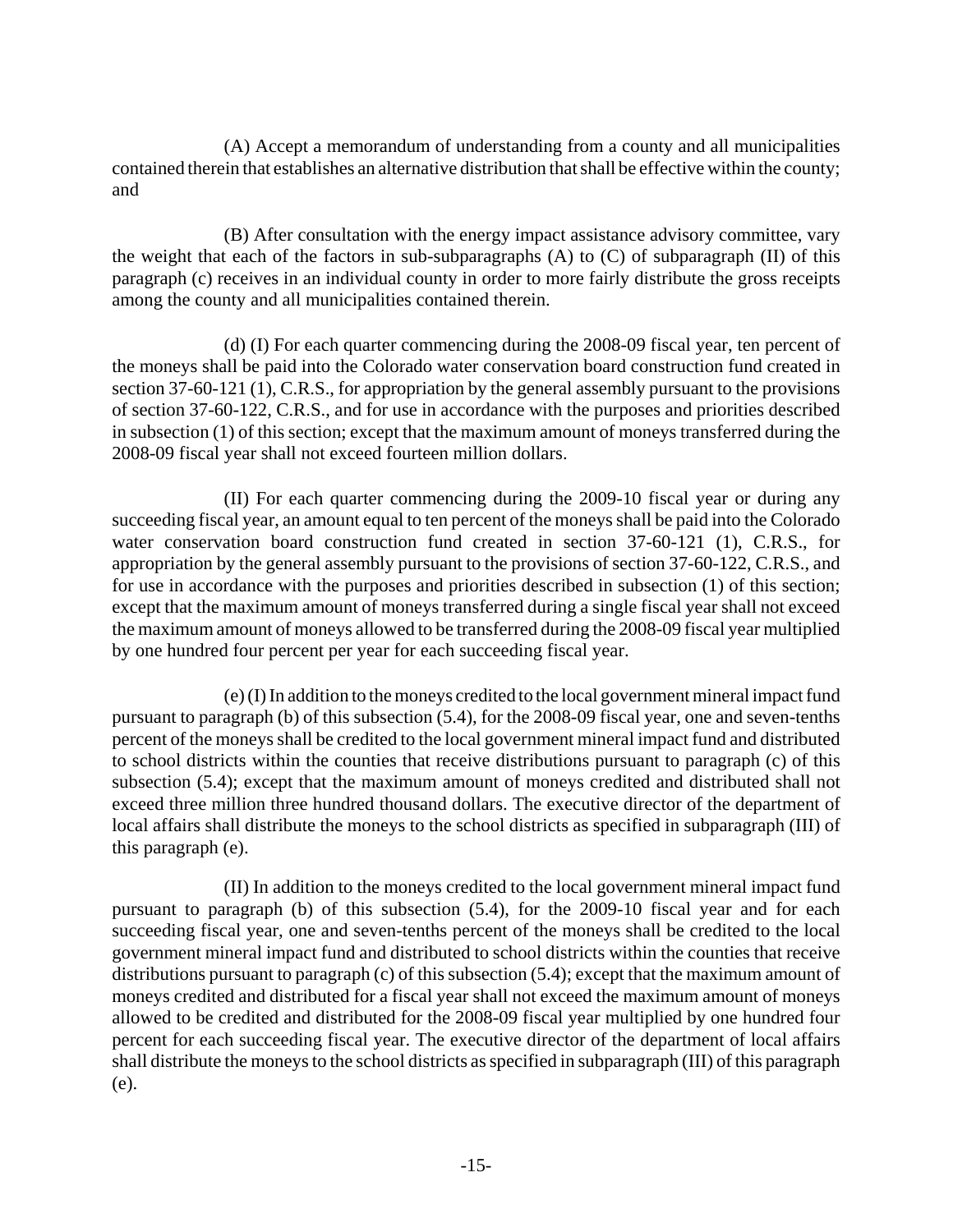(A) Accept a memorandum of understanding from a county and all municipalities contained therein that establishes an alternative distribution that shall be effective within the county; and

(B) After consultation with the energy impact assistance advisory committee, vary the weight that each of the factors in sub-subparagraphs (A) to (C) of subparagraph (II) of this paragraph (c) receives in an individual county in order to more fairly distribute the gross receipts among the county and all municipalities contained therein.

(d) (I) For each quarter commencing during the 2008-09 fiscal year, ten percent of the moneys shall be paid into the Colorado water conservation board construction fund created in section 37-60-121 (1), C.R.S., for appropriation by the general assembly pursuant to the provisions of section 37-60-122, C.R.S., and for use in accordance with the purposes and priorities described in subsection (1) of this section; except that the maximum amount of moneys transferred during the 2008-09 fiscal year shall not exceed fourteen million dollars.

(II) For each quarter commencing during the 2009-10 fiscal year or during any succeeding fiscal year, an amount equal to ten percent of the moneys shall be paid into the Colorado water conservation board construction fund created in section 37-60-121 (1), C.R.S., for appropriation by the general assembly pursuant to the provisions of section 37-60-122, C.R.S., and for use in accordance with the purposes and priorities described in subsection (1) of this section; except that the maximum amount of moneys transferred during a single fiscal year shall not exceed the maximum amount of moneys allowed to be transferred during the 2008-09 fiscal year multiplied by one hundred four percent per year for each succeeding fiscal year.

(e) (I) In addition to the moneys credited to the local government mineral impact fund pursuant to paragraph (b) of this subsection (5.4), for the 2008-09 fiscal year, one and seven-tenths percent of the moneys shall be credited to the local government mineral impact fund and distributed to school districts within the counties that receive distributions pursuant to paragraph (c) of this subsection (5.4); except that the maximum amount of moneys credited and distributed shall not exceed three million three hundred thousand dollars. The executive director of the department of local affairs shall distribute the moneys to the school districts as specified in subparagraph (III) of this paragraph (e).

(II) In addition to the moneys credited to the local government mineral impact fund pursuant to paragraph (b) of this subsection (5.4), for the 2009-10 fiscal year and for each succeeding fiscal year, one and seven-tenths percent of the moneys shall be credited to the local government mineral impact fund and distributed to school districts within the counties that receive distributions pursuant to paragraph (c) of this subsection (5.4); except that the maximum amount of moneys credited and distributed for a fiscal year shall not exceed the maximum amount of moneys allowed to be credited and distributed for the 2008-09 fiscal year multiplied by one hundred four percent for each succeeding fiscal year. The executive director of the department of local affairs shall distribute the moneys to the school districts as specified in subparagraph (III) of this paragraph (e).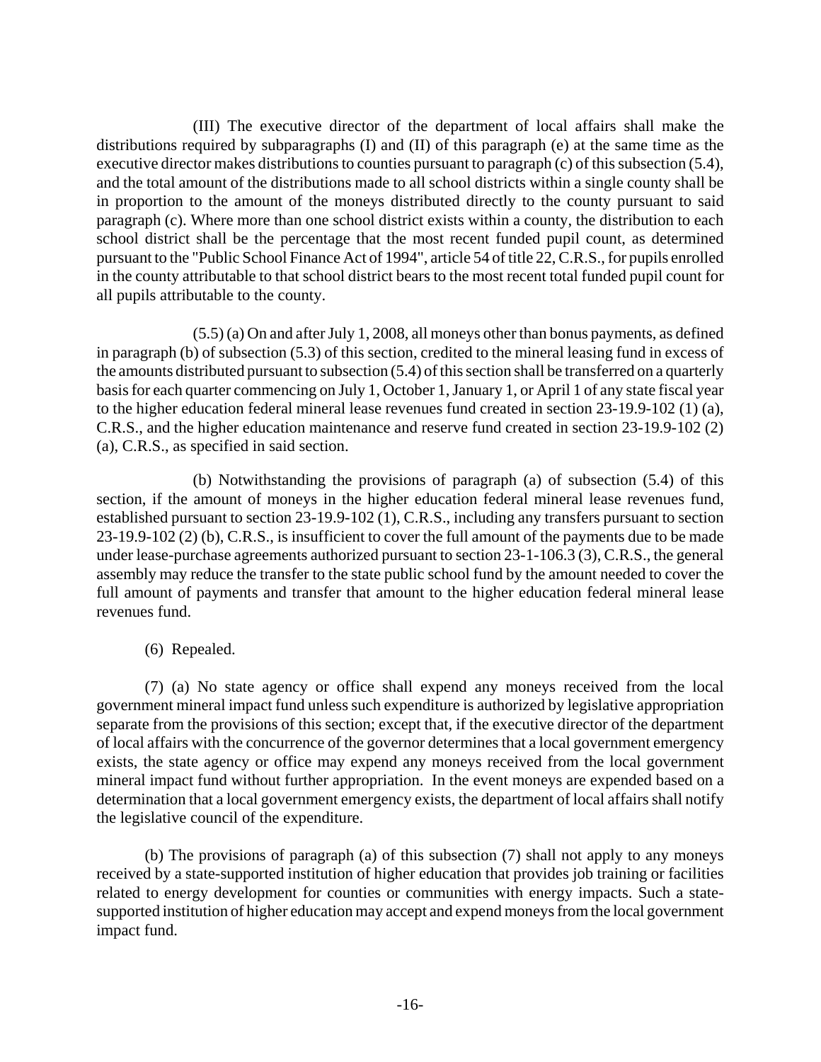(III) The executive director of the department of local affairs shall make the distributions required by subparagraphs (I) and (II) of this paragraph (e) at the same time as the executive director makes distributions to counties pursuant to paragraph (c) of this subsection (5.4), and the total amount of the distributions made to all school districts within a single county shall be in proportion to the amount of the moneys distributed directly to the county pursuant to said paragraph (c). Where more than one school district exists within a county, the distribution to each school district shall be the percentage that the most recent funded pupil count, as determined pursuant to the "Public School Finance Act of 1994", article 54 of title 22, C.R.S., for pupils enrolled in the county attributable to that school district bears to the most recent total funded pupil count for all pupils attributable to the county.

(5.5) (a) On and after July 1, 2008, all moneys other than bonus payments, as defined in paragraph (b) of subsection (5.3) of this section, credited to the mineral leasing fund in excess of the amounts distributed pursuant to subsection (5.4) of this section shall be transferred on a quarterly basis for each quarter commencing on July 1, October 1, January 1, or April 1 of any state fiscal year to the higher education federal mineral lease revenues fund created in section 23-19.9-102 (1) (a), C.R.S., and the higher education maintenance and reserve fund created in section 23-19.9-102 (2) (a), C.R.S., as specified in said section.

(b) Notwithstanding the provisions of paragraph (a) of subsection (5.4) of this section, if the amount of moneys in the higher education federal mineral lease revenues fund, established pursuant to section 23-19.9-102 (1), C.R.S., including any transfers pursuant to section 23-19.9-102 (2) (b), C.R.S., is insufficient to cover the full amount of the payments due to be made under lease-purchase agreements authorized pursuant to section 23-1-106.3 (3), C.R.S., the general assembly may reduce the transfer to the state public school fund by the amount needed to cover the full amount of payments and transfer that amount to the higher education federal mineral lease revenues fund.

(6) Repealed.

(7) (a) No state agency or office shall expend any moneys received from the local government mineral impact fund unless such expenditure is authorized by legislative appropriation separate from the provisions of this section; except that, if the executive director of the department of local affairs with the concurrence of the governor determines that a local government emergency exists, the state agency or office may expend any moneys received from the local government mineral impact fund without further appropriation. In the event moneys are expended based on a determination that a local government emergency exists, the department of local affairs shall notify the legislative council of the expenditure.

(b) The provisions of paragraph (a) of this subsection (7) shall not apply to any moneys received by a state-supported institution of higher education that provides job training or facilities related to energy development for counties or communities with energy impacts. Such a state-supported institution of higher education may accept and expend moneys from the local government impact fund.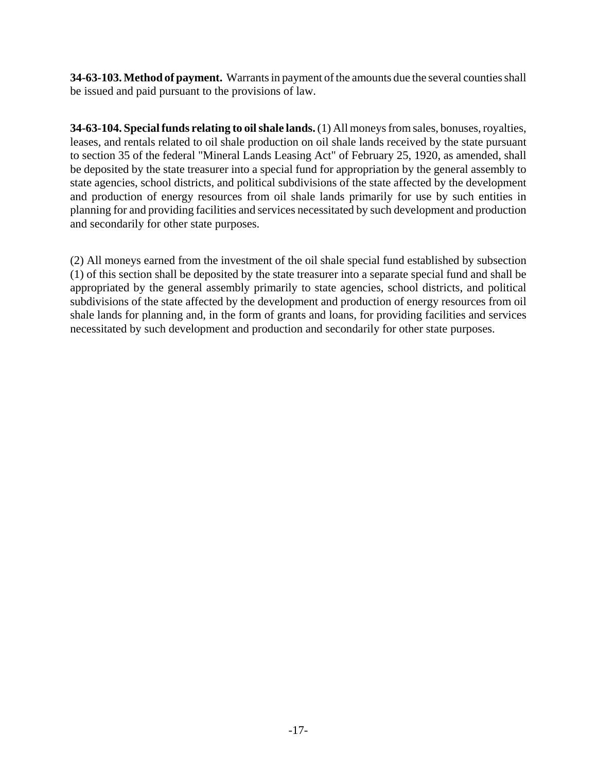**34-63-103. Method of payment.** Warrants in payment of the amounts due the several counties shall be issued and paid pursuant to the provisions of law.

**34-63-104. Special funds relating to oil shale lands.** (1) All moneys from sales, bonuses, royalties, leases, and rentals related to oil shale production on oil shale lands received by the state pursuant to section 35 of the federal "Mineral Lands Leasing Act" of February 25, 1920, as amended, shall be deposited by the state treasurer into a special fund for appropriation by the general assembly to state agencies, school districts, and political subdivisions of the state affected by the development and production of energy resources from oil shale lands primarily for use by such entities in planning for and providing facilities and services necessitated by such development and production and secondarily for other state purposes.

(2) All moneys earned from the investment of the oil shale special fund established by subsection (1) of this section shall be deposited by the state treasurer into a separate special fund and shall be appropriated by the general assembly primarily to state agencies, school districts, and political subdivisions of the state affected by the development and production of energy resources from oil shale lands for planning and, in the form of grants and loans, for providing facilities and services necessitated by such development and production and secondarily for other state purposes.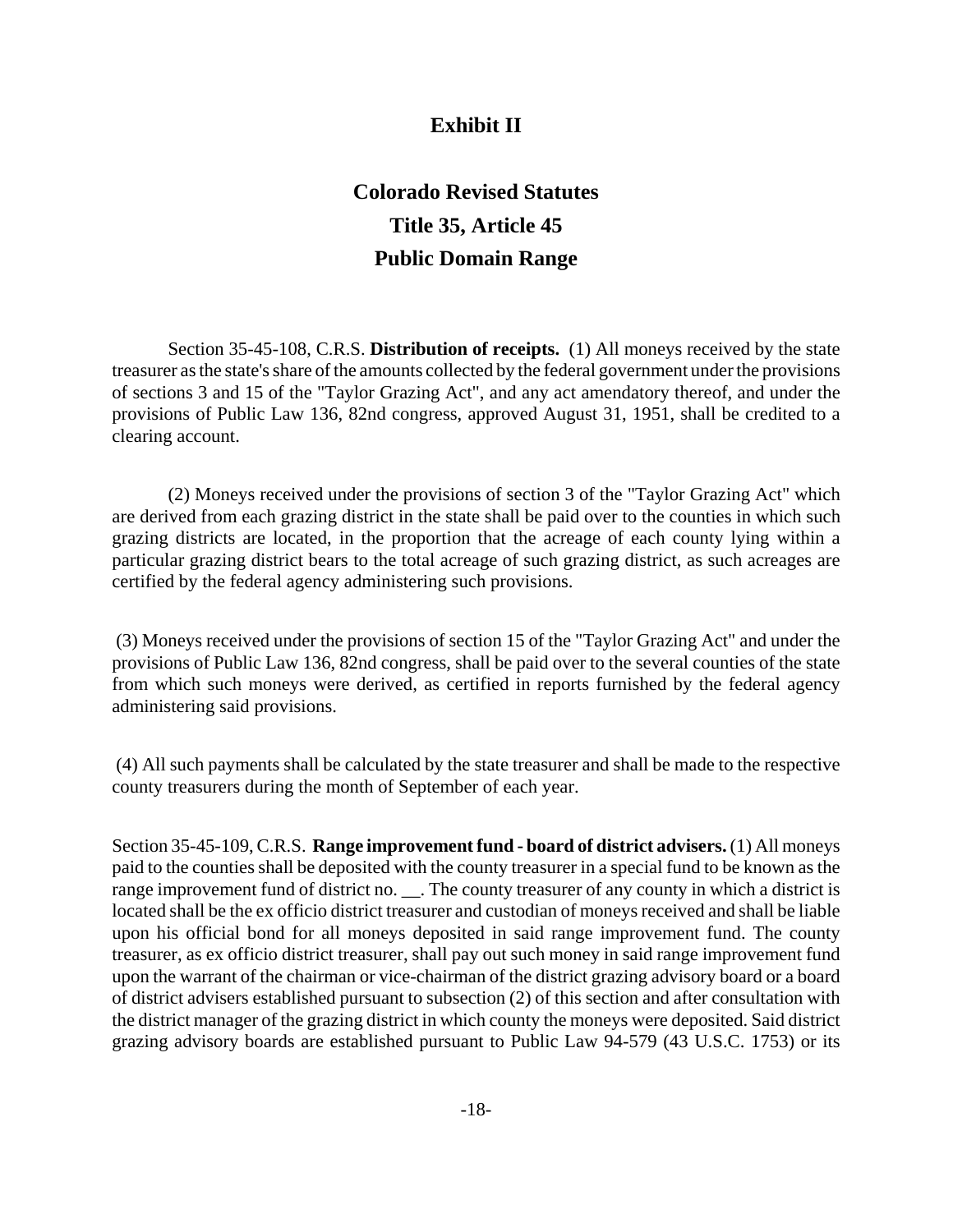# Exhibit II

## Colorado Revised Statutes
## Title 35, Article 45
## Public Domain Range

Section 35-45-108, C.R.S. **Distribution of receipts.** (1) All moneys received by the state treasurer as the state's share of the amounts collected by the federal government under the provisions of sections 3 and 15 of the "Taylor Grazing Act", and any act amendatory thereof, and under the provisions of Public Law 136, 82nd congress, approved August 31, 1951, shall be credited to a clearing account.

(2) Moneys received under the provisions of section 3 of the "Taylor Grazing Act" which are derived from each grazing district in the state shall be paid over to the counties in which such grazing districts are located, in the proportion that the acreage of each county lying within a particular grazing district bears to the total acreage of such grazing district, as such acreages are certified by the federal agency administering such provisions.

(3) Moneys received under the provisions of section 15 of the "Taylor Grazing Act" and under the provisions of Public Law 136, 82nd congress, shall be paid over to the several counties of the state from which such moneys were derived, as certified in reports furnished by the federal agency administering said provisions.

(4) All such payments shall be calculated by the state treasurer and shall be made to the respective county treasurers during the month of September of each year.

Section 35-45-109, C.R.S. **Range improvement fund - board of district advisers.** (1) All moneys paid to the counties shall be deposited with the county treasurer in a special fund to be known as the range improvement fund of district no. __. The county treasurer of any county in which a district is located shall be the ex officio district treasurer and custodian of moneys received and shall be liable upon his official bond for all moneys deposited in said range improvement fund. The county treasurer, as ex officio district treasurer, shall pay out such money in said range improvement fund upon the warrant of the chairman or vice-chairman of the district grazing advisory board or a board of district advisers established pursuant to subsection (2) of this section and after consultation with the district manager of the grazing district in which county the moneys were deposited. Said district grazing advisory boards are established pursuant to Public Law 94-579 (43 U.S.C. 1753) or its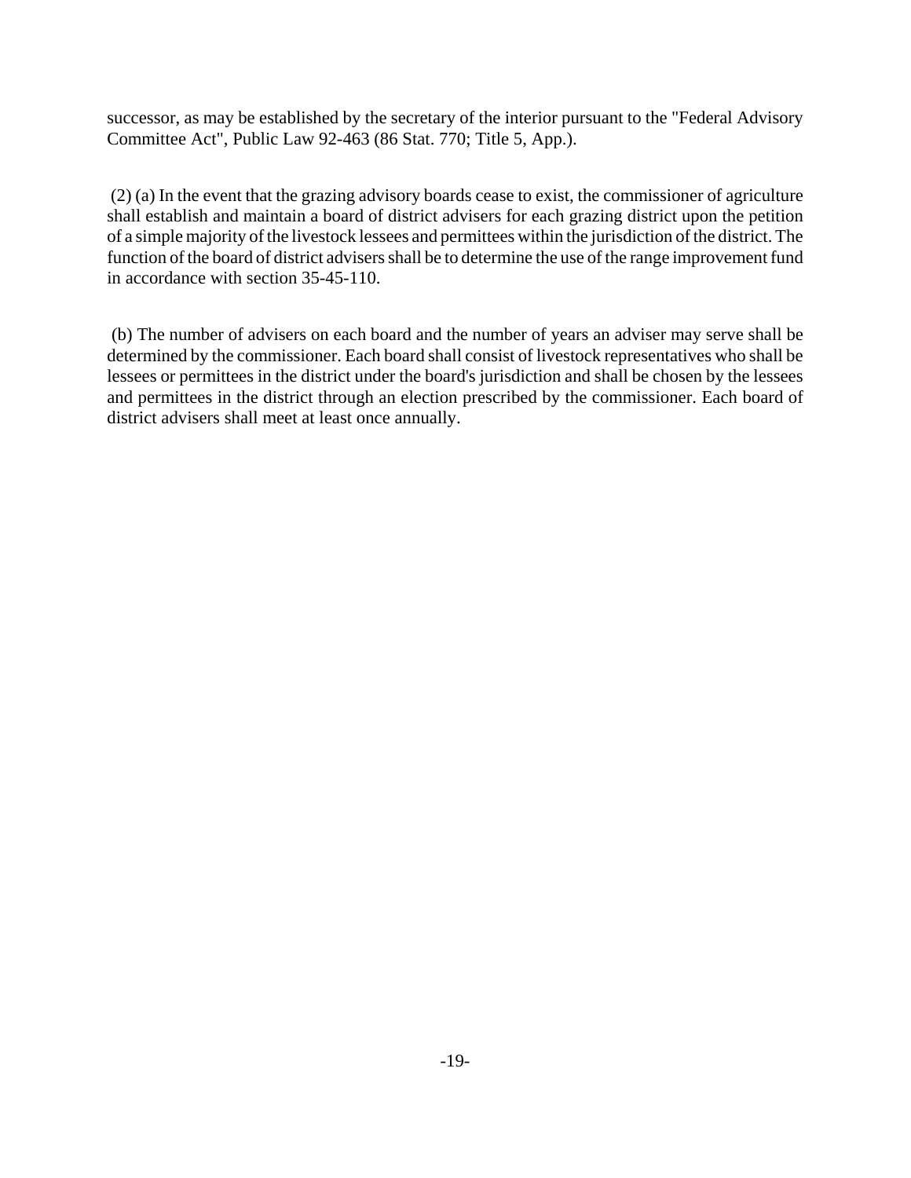successor, as may be established by the secretary of the interior pursuant to the "Federal Advisory Committee Act", Public Law 92-463 (86 Stat. 770; Title 5, App.).

(2) (a) In the event that the grazing advisory boards cease to exist, the commissioner of agriculture shall establish and maintain a board of district advisers for each grazing district upon the petition of a simple majority of the livestock lessees and permittees within the jurisdiction of the district. The function of the board of district advisers shall be to determine the use of the range improvement fund in accordance with section 35-45-110.

(b) The number of advisers on each board and the number of years an adviser may serve shall be determined by the commissioner. Each board shall consist of livestock representatives who shall be lessees or permittees in the district under the board's jurisdiction and shall be chosen by the lessees and permittees in the district through an election prescribed by the commissioner. Each board of district advisers shall meet at least once annually.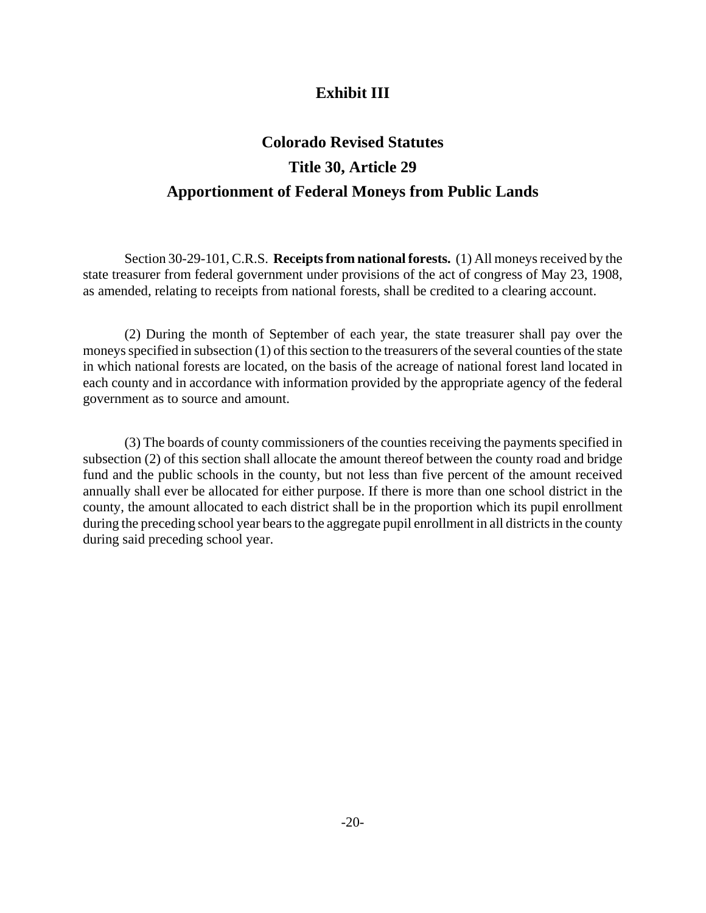# Exhibit III

## Colorado Revised Statutes

## Title 30, Article 29

## Apportionment of Federal Moneys from Public Lands

Section 30-29-101, C.R.S. **Receipts from national forests.** (1) All moneys received by the state treasurer from federal government under provisions of the act of congress of May 23, 1908, as amended, relating to receipts from national forests, shall be credited to a clearing account.

(2) During the month of September of each year, the state treasurer shall pay over the moneys specified in subsection (1) of this section to the treasurers of the several counties of the state in which national forests are located, on the basis of the acreage of national forest land located in each county and in accordance with information provided by the appropriate agency of the federal government as to source and amount.

(3) The boards of county commissioners of the counties receiving the payments specified in subsection (2) of this section shall allocate the amount thereof between the county road and bridge fund and the public schools in the county, but not less than five percent of the amount received annually shall ever be allocated for either purpose. If there is more than one school district in the county, the amount allocated to each district shall be in the proportion which its pupil enrollment during the preceding school year bears to the aggregate pupil enrollment in all districts in the county during said preceding school year.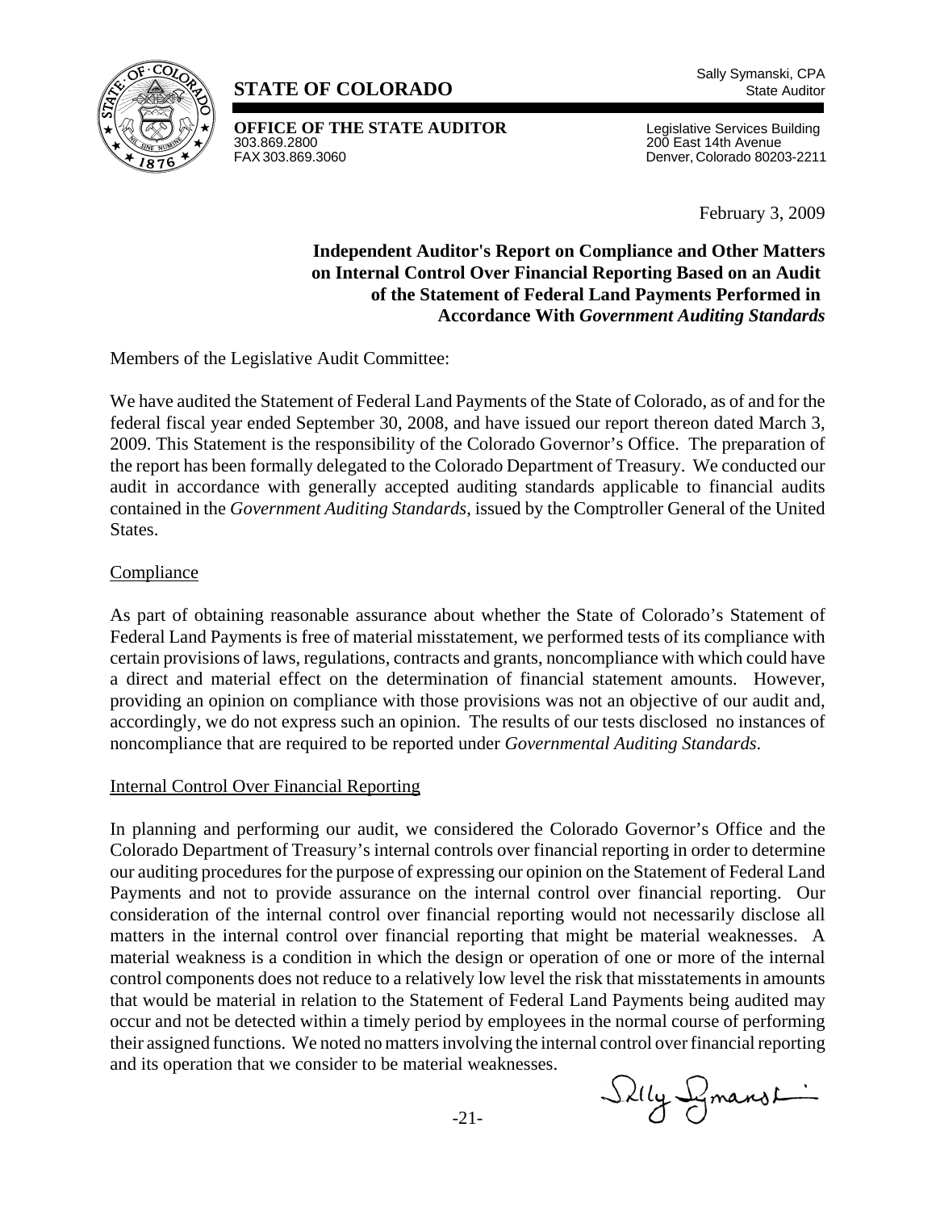**STATE OF COLORADO**

Sally Symanski, CPA
State Auditor

**OFFICE OF THE STATE AUDITOR**
303.869.2800
FAX 303.869.3060

Legislative Services Building
200 East 14th Avenue
Denver, Colorado 80203-2211

February 3, 2009

**Independent Auditor's Report on Compliance and Other Matters on Internal Control Over Financial Reporting Based on an Audit of the Statement of Federal Land Payments Performed in Accordance With *Government Auditing Standards***

Members of the Legislative Audit Committee:

We have audited the Statement of Federal Land Payments of the State of Colorado, as of and for the federal fiscal year ended September 30, 2008, and have issued our report thereon dated March 3, 2009. This Statement is the responsibility of the Colorado Governor's Office. The preparation of the report has been formally delegated to the Colorado Department of Treasury. We conducted our audit in accordance with generally accepted auditing standards applicable to financial audits contained in the *Government Auditing Standards*, issued by the Comptroller General of the United States.

Compliance

As part of obtaining reasonable assurance about whether the State of Colorado's Statement of Federal Land Payments is free of material misstatement, we performed tests of its compliance with certain provisions of laws, regulations, contracts and grants, noncompliance with which could have a direct and material effect on the determination of financial statement amounts. However, providing an opinion on compliance with those provisions was not an objective of our audit and, accordingly, we do not express such an opinion. The results of our tests disclosed no instances of noncompliance that are required to be reported under *Governmental Auditing Standards*.

Internal Control Over Financial Reporting

In planning and performing our audit, we considered the Colorado Governor's Office and the Colorado Department of Treasury's internal controls over financial reporting in order to determine our auditing procedures for the purpose of expressing our opinion on the Statement of Federal Land Payments and not to provide assurance on the internal control over financial reporting. Our consideration of the internal control over financial reporting would not necessarily disclose all matters in the internal control over financial reporting that might be material weaknesses. A material weakness is a condition in which the design or operation of one or more of the internal control components does not reduce to a relatively low level the risk that misstatements in amounts that would be material in relation to the Statement of Federal Land Payments being audited may occur and not be detected within a timely period by employees in the normal course of performing their assigned functions. We noted no matters involving the internal control over financial reporting and its operation that we consider to be material weaknesses.

Sally Symanski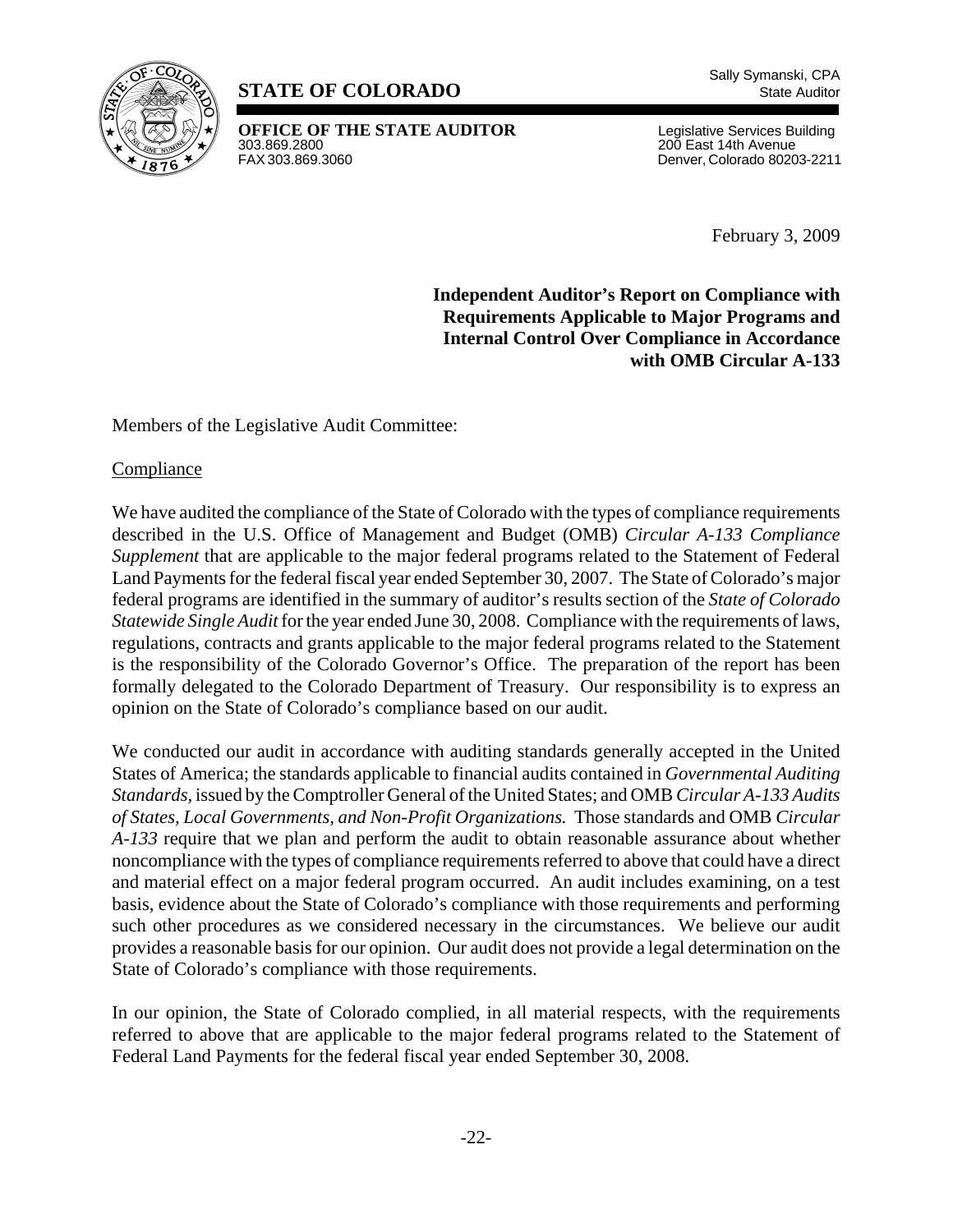**STATE OF COLORADO**

Sally Symanski, CPA
State Auditor

**OFFICE OF THE STATE AUDITOR**
303.869.2800
FAX 303.869.3060

Legislative Services Building
200 East 14th Avenue
Denver, Colorado 80203-2211

February 3, 2009

**Independent Auditor's Report on Compliance with Requirements Applicable to Major Programs and Internal Control Over Compliance in Accordance with OMB Circular A-133**

Members of the Legislative Audit Committee:

Compliance

We have audited the compliance of the State of Colorado with the types of compliance requirements described in the U.S. Office of Management and Budget (OMB) *Circular A-133 Compliance Supplement* that are applicable to the major federal programs related to the Statement of Federal Land Payments for the federal fiscal year ended September 30, 2007. The State of Colorado's major federal programs are identified in the summary of auditor's results section of the *State of Colorado Statewide Single Audit* for the year ended June 30, 2008. Compliance with the requirements of laws, regulations, contracts and grants applicable to the major federal programs related to the Statement is the responsibility of the Colorado Governor's Office. The preparation of the report has been formally delegated to the Colorado Department of Treasury. Our responsibility is to express an opinion on the State of Colorado's compliance based on our audit.

We conducted our audit in accordance with auditing standards generally accepted in the United States of America; the standards applicable to financial audits contained in *Governmental Auditing Standards,* issued by the Comptroller General of the United States; and OMB *Circular A-133 Audits of States, Local Governments, and Non-Profit Organizations.* Those standards and OMB *Circular A-133* require that we plan and perform the audit to obtain reasonable assurance about whether noncompliance with the types of compliance requirements referred to above that could have a direct and material effect on a major federal program occurred. An audit includes examining, on a test basis, evidence about the State of Colorado's compliance with those requirements and performing such other procedures as we considered necessary in the circumstances. We believe our audit provides a reasonable basis for our opinion. Our audit does not provide a legal determination on the State of Colorado's compliance with those requirements.

In our opinion, the State of Colorado complied, in all material respects, with the requirements referred to above that are applicable to the major federal programs related to the Statement of Federal Land Payments for the federal fiscal year ended September 30, 2008.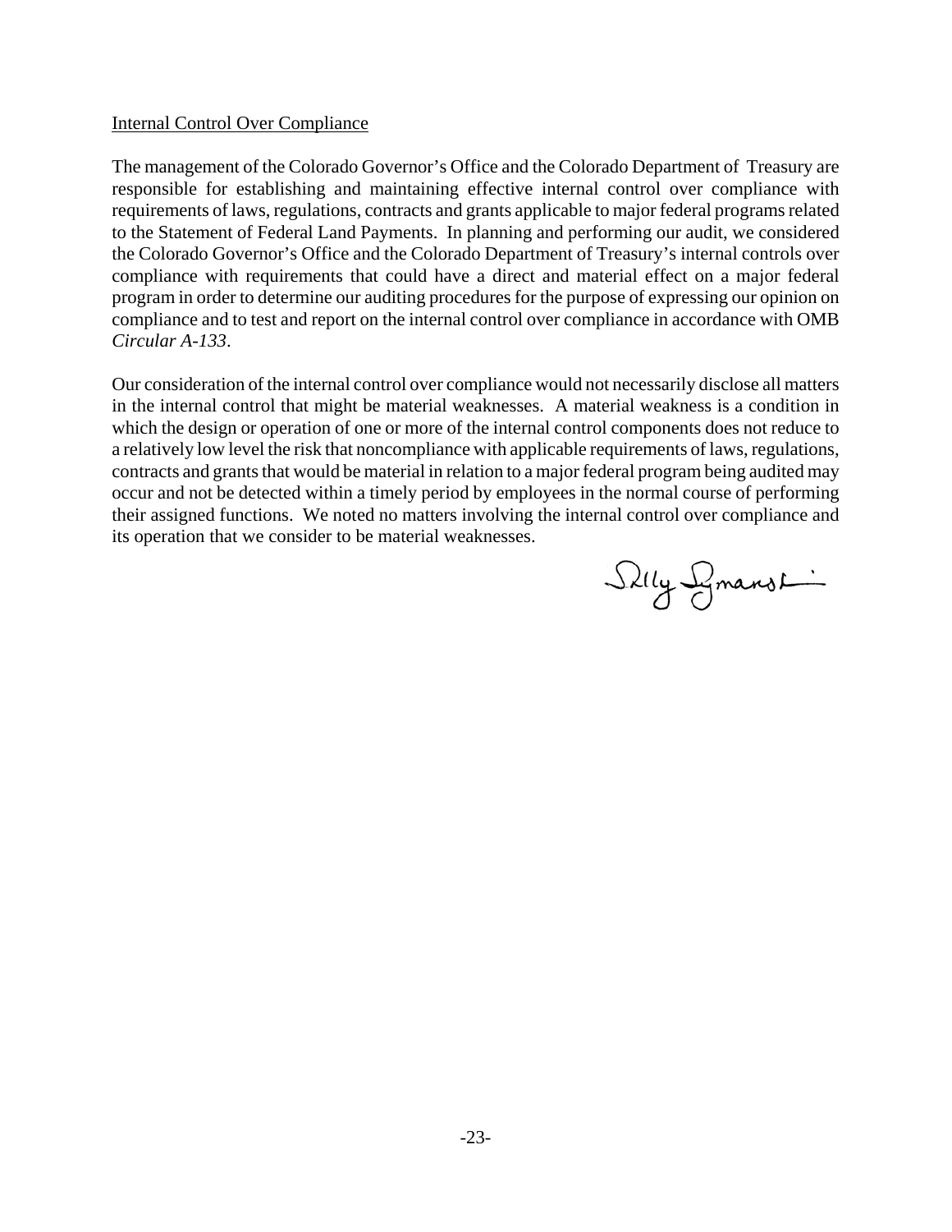Internal Control Over Compliance

The management of the Colorado Governor's Office and the Colorado Department of Treasury are responsible for establishing and maintaining effective internal control over compliance with requirements of laws, regulations, contracts and grants applicable to major federal programs related to the Statement of Federal Land Payments. In planning and performing our audit, we considered the Colorado Governor's Office and the Colorado Department of Treasury's internal controls over compliance with requirements that could have a direct and material effect on a major federal program in order to determine our auditing procedures for the purpose of expressing our opinion on compliance and to test and report on the internal control over compliance in accordance with OMB *Circular A-133*.

Our consideration of the internal control over compliance would not necessarily disclose all matters in the internal control that might be material weaknesses. A material weakness is a condition in which the design or operation of one or more of the internal control components does not reduce to a relatively low level the risk that noncompliance with applicable requirements of laws, regulations, contracts and grants that would be material in relation to a major federal program being audited may occur and not be detected within a timely period by employees in the normal course of performing their assigned functions. We noted no matters involving the internal control over compliance and its operation that we consider to be material weaknesses.

Sally Symanski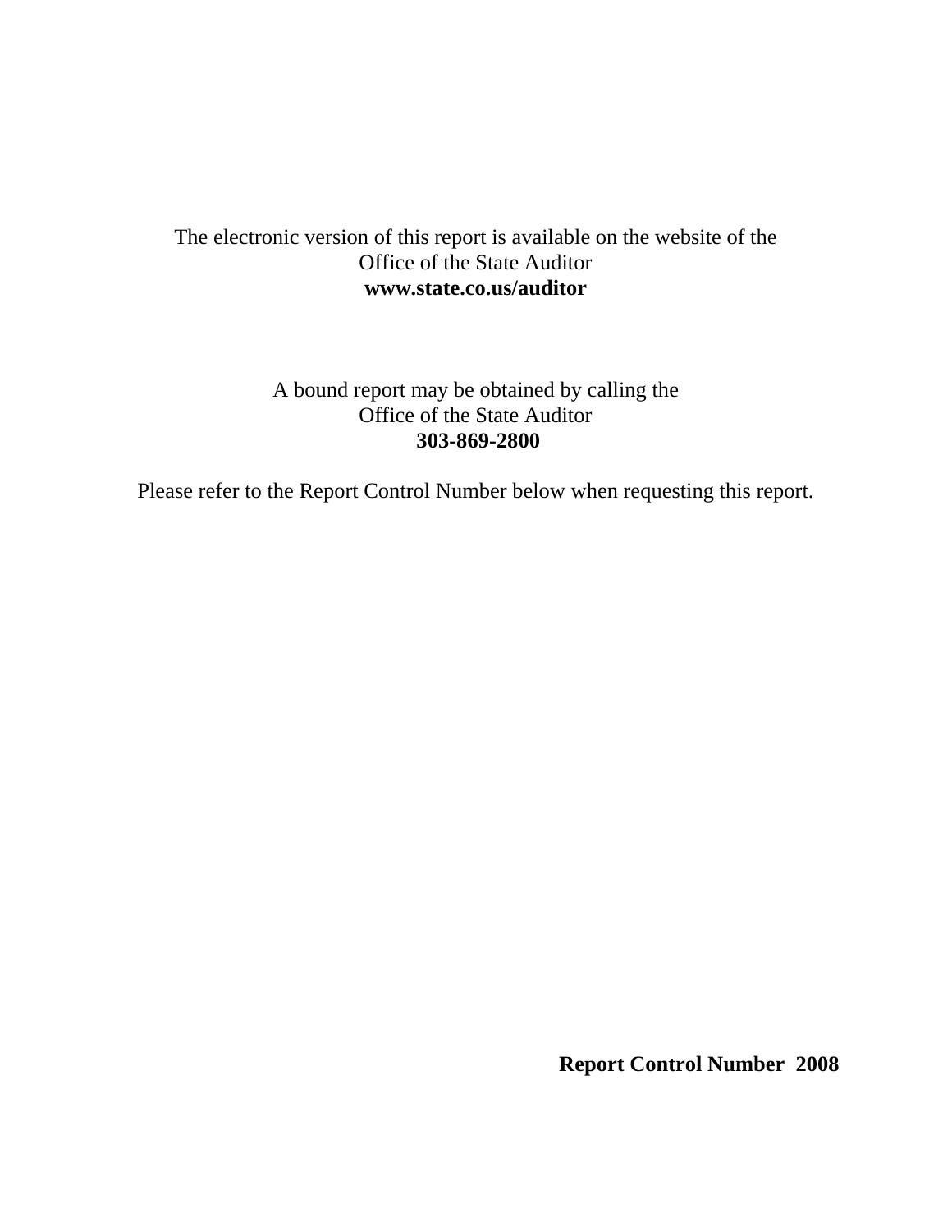The electronic version of this report is available on the website of the
Office of the State Auditor
**www.state.co.us/auditor**

A bound report may be obtained by calling the
Office of the State Auditor
**303-869-2800**

Please refer to the Report Control Number below when requesting this report.

**Report Control Number 2008**